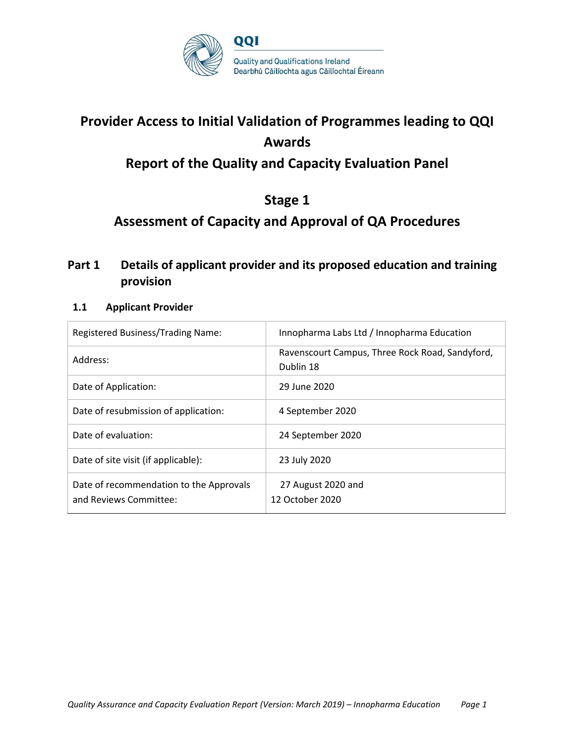QQI

Quality and Qualifications Ireland
Dearbhú Cáilíochta agus Cáilíochtaí Éireann

# Provider Access to Initial Validation of Programmes leading to QQI Awards

# Report of the Quality and Capacity Evaluation Panel

# Stage 1

# Assessment of Capacity and Approval of QA Procedures

## Part 1 Details of applicant provider and its proposed education and training provision

### 1.1 Applicant Provider

| | |
|---|---|
| Registered Business/Trading Name: | Innopharma Labs Ltd / Innopharma Education |
| Address: | Ravenscourt Campus, Three Rock Road, Sandyford, Dublin 18 |
| Date of Application: | 29 June 2020 |
| Date of resubmission of application: | 4 September 2020 |
| Date of evaluation: | 24 September 2020 |
| Date of site visit (if applicable): | 23 July 2020 |
| Date of recommendation to the Approvals and Reviews Committee: | 27 August 2020 and 12 October 2020 |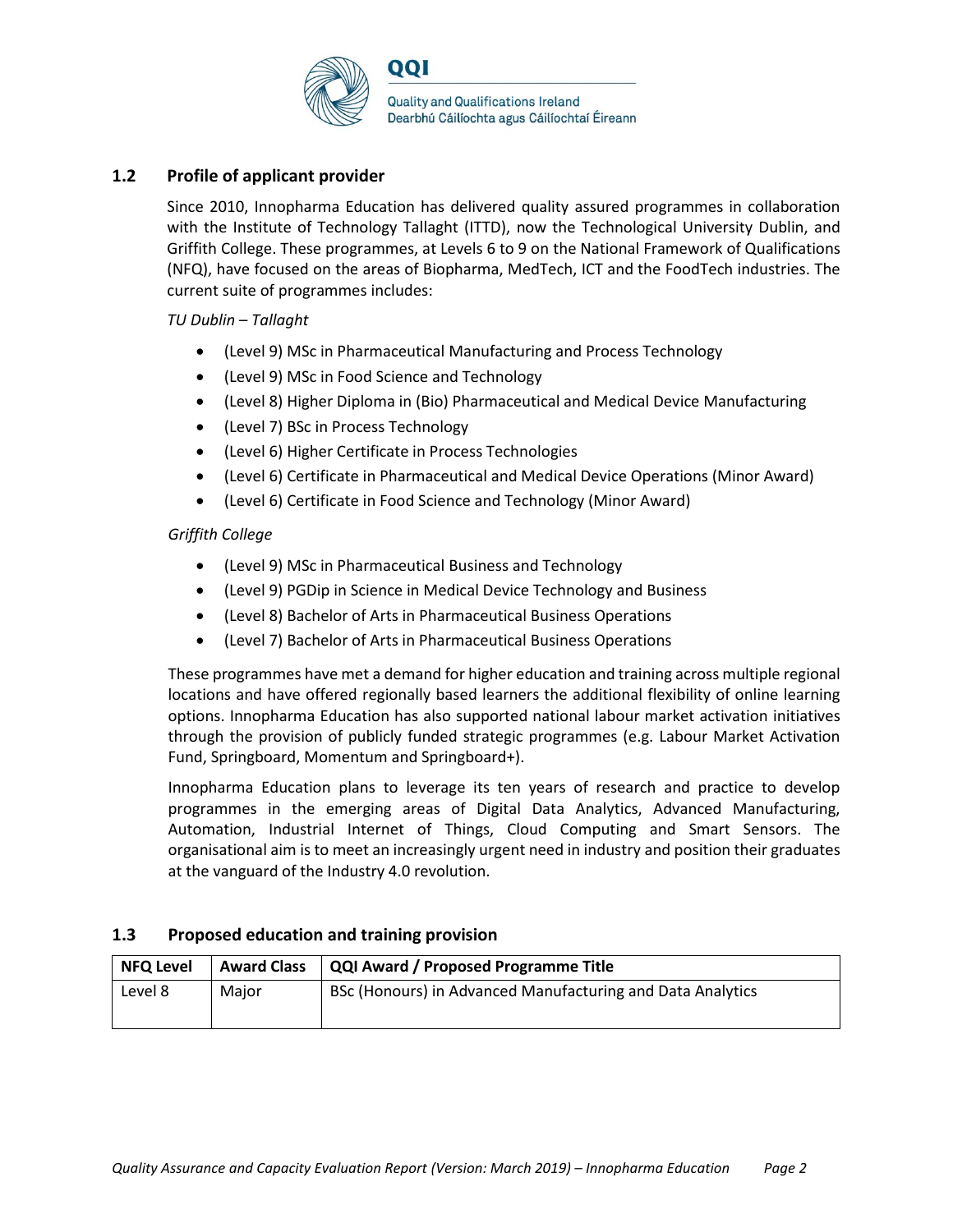### 1.2 Profile of applicant provider

Since 2010, Innopharma Education has delivered quality assured programmes in collaboration with the Institute of Technology Tallaght (ITTD), now the Technological University Dublin, and Griffith College. These programmes, at Levels 6 to 9 on the National Framework of Qualifications (NFQ), have focused on the areas of Biopharma, MedTech, ICT and the FoodTech industries. The current suite of programmes includes:

*TU Dublin – Tallaght*

- (Level 9) MSc in Pharmaceutical Manufacturing and Process Technology
- (Level 9) MSc in Food Science and Technology
- (Level 8) Higher Diploma in (Bio) Pharmaceutical and Medical Device Manufacturing
- (Level 7) BSc in Process Technology
- (Level 6) Higher Certificate in Process Technologies
- (Level 6) Certificate in Pharmaceutical and Medical Device Operations (Minor Award)
- (Level 6) Certificate in Food Science and Technology (Minor Award)

*Griffith College*

- (Level 9) MSc in Pharmaceutical Business and Technology
- (Level 9) PGDip in Science in Medical Device Technology and Business
- (Level 8) Bachelor of Arts in Pharmaceutical Business Operations
- (Level 7) Bachelor of Arts in Pharmaceutical Business Operations

These programmes have met a demand for higher education and training across multiple regional locations and have offered regionally based learners the additional flexibility of online learning options. Innopharma Education has also supported national labour market activation initiatives through the provision of publicly funded strategic programmes (e.g. Labour Market Activation Fund, Springboard, Momentum and Springboard+).

Innopharma Education plans to leverage its ten years of research and practice to develop programmes in the emerging areas of Digital Data Analytics, Advanced Manufacturing, Automation, Industrial Internet of Things, Cloud Computing and Smart Sensors. The organisational aim is to meet an increasingly urgent need in industry and position their graduates at the vanguard of the Industry 4.0 revolution.

### 1.3 Proposed education and training provision

| NFQ Level | Award Class | QQI Award / Proposed Programme Title |
|---|---|---|
| Level 8 | Major | BSc (Honours) in Advanced Manufacturing and Data Analytics |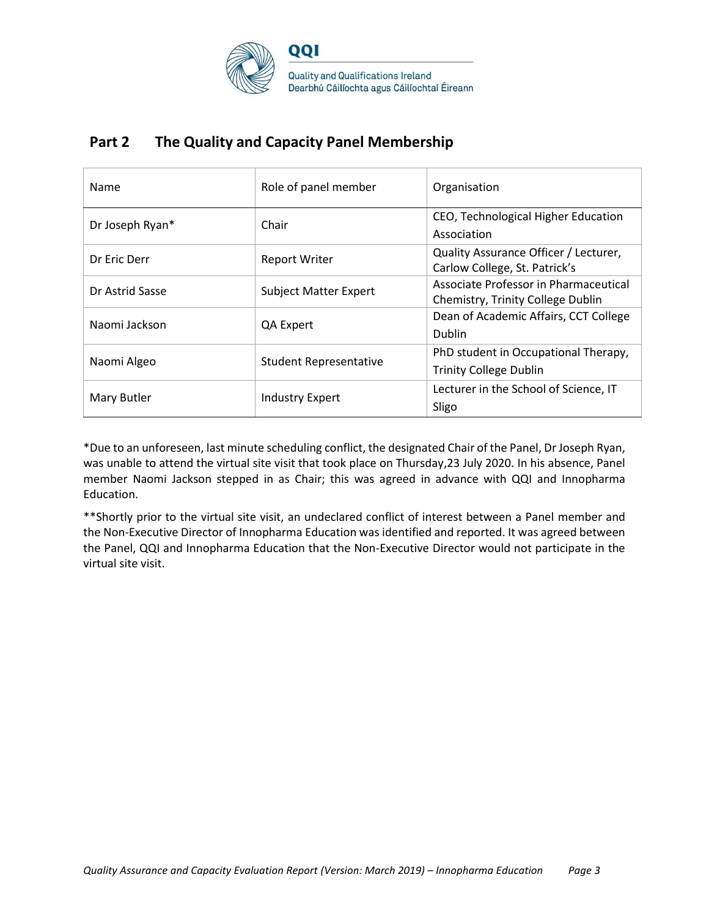## Part 2 The Quality and Capacity Panel Membership

| Name | Role of panel member | Organisation |
|---|---|---|
| Dr Joseph Ryan* | Chair | CEO, Technological Higher Education Association |
| Dr Eric Derr | Report Writer | Quality Assurance Officer / Lecturer, Carlow College, St. Patrick's |
| Dr Astrid Sasse | Subject Matter Expert | Associate Professor in Pharmaceutical Chemistry, Trinity College Dublin |
| Naomi Jackson | QA Expert | Dean of Academic Affairs, CCT College Dublin |
| Naomi Algeo | Student Representative | PhD student in Occupational Therapy, Trinity College Dublin |
| Mary Butler | Industry Expert | Lecturer in the School of Science, IT Sligo |

*Due to an unforeseen, last minute scheduling conflict, the designated Chair of the Panel, Dr Joseph Ryan, was unable to attend the virtual site visit that took place on Thursday,23 July 2020. In his absence, Panel member Naomi Jackson stepped in as Chair; this was agreed in advance with QQI and Innopharma Education.

**Shortly prior to the virtual site visit, an undeclared conflict of interest between a Panel member and the Non-Executive Director of Innopharma Education was identified and reported. It was agreed between the Panel, QQI and Innopharma Education that the Non-Executive Director would not participate in the virtual site visit.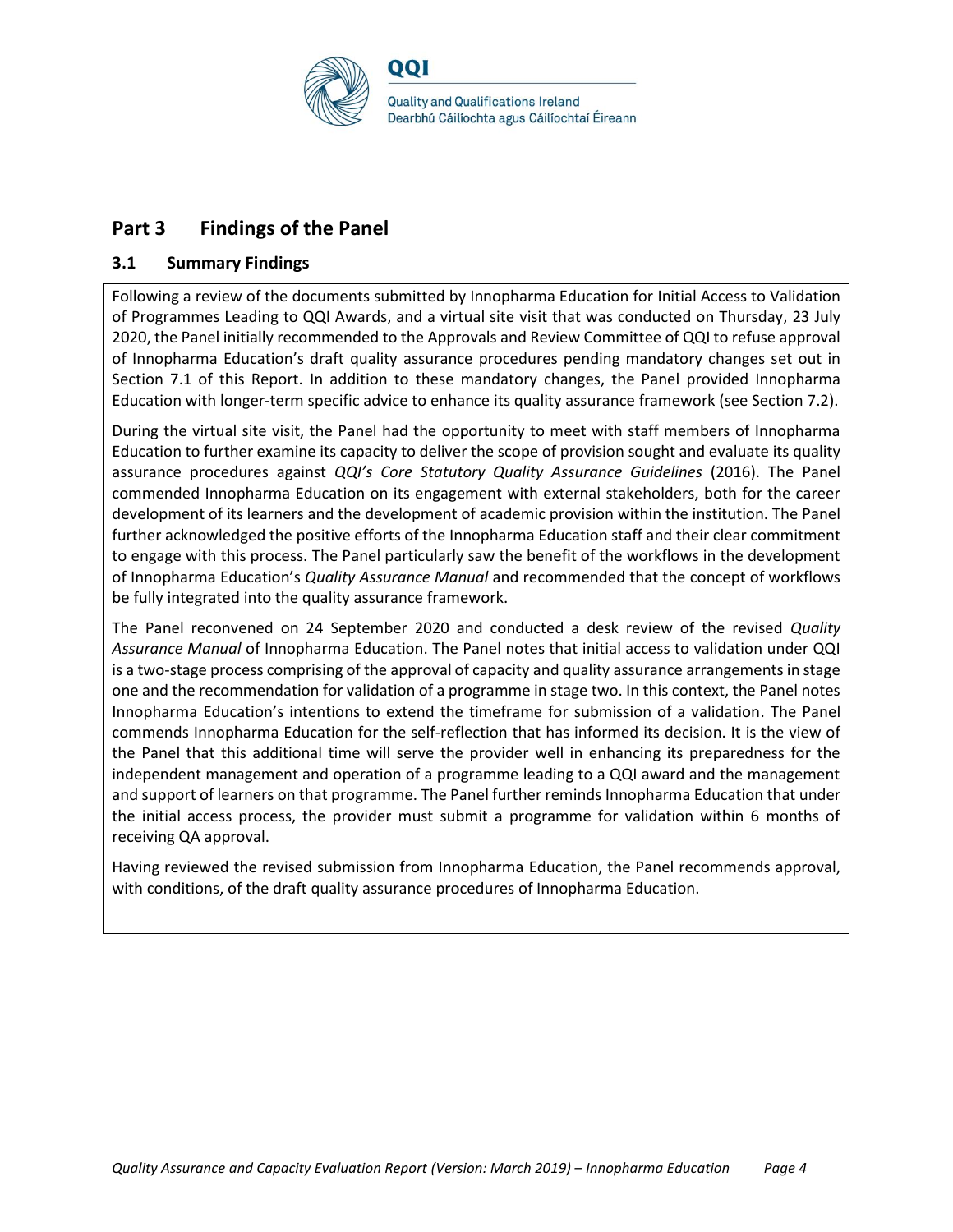## Part 3 Findings of the Panel

### 3.1 Summary Findings

Following a review of the documents submitted by Innopharma Education for Initial Access to Validation of Programmes Leading to QQI Awards, and a virtual site visit that was conducted on Thursday, 23 July 2020, the Panel initially recommended to the Approvals and Review Committee of QQI to refuse approval of Innopharma Education's draft quality assurance procedures pending mandatory changes set out in Section 7.1 of this Report. In addition to these mandatory changes, the Panel provided Innopharma Education with longer-term specific advice to enhance its quality assurance framework (see Section 7.2).

During the virtual site visit, the Panel had the opportunity to meet with staff members of Innopharma Education to further examine its capacity to deliver the scope of provision sought and evaluate its quality assurance procedures against *QQI's Core Statutory Quality Assurance Guidelines* (2016). The Panel commended Innopharma Education on its engagement with external stakeholders, both for the career development of its learners and the development of academic provision within the institution. The Panel further acknowledged the positive efforts of the Innopharma Education staff and their clear commitment to engage with this process. The Panel particularly saw the benefit of the workflows in the development of Innopharma Education's *Quality Assurance Manual* and recommended that the concept of workflows be fully integrated into the quality assurance framework.

The Panel reconvened on 24 September 2020 and conducted a desk review of the revised *Quality Assurance Manual* of Innopharma Education. The Panel notes that initial access to validation under QQI is a two-stage process comprising of the approval of capacity and quality assurance arrangements in stage one and the recommendation for validation of a programme in stage two. In this context, the Panel notes Innopharma Education's intentions to extend the timeframe for submission of a validation. The Panel commends Innopharma Education for the self-reflection that has informed its decision. It is the view of the Panel that this additional time will serve the provider well in enhancing its preparedness for the independent management and operation of a programme leading to a QQI award and the management and support of learners on that programme. The Panel further reminds Innopharma Education that under the initial access process, the provider must submit a programme for validation within 6 months of receiving QA approval.

Having reviewed the revised submission from Innopharma Education, the Panel recommends approval, with conditions, of the draft quality assurance procedures of Innopharma Education.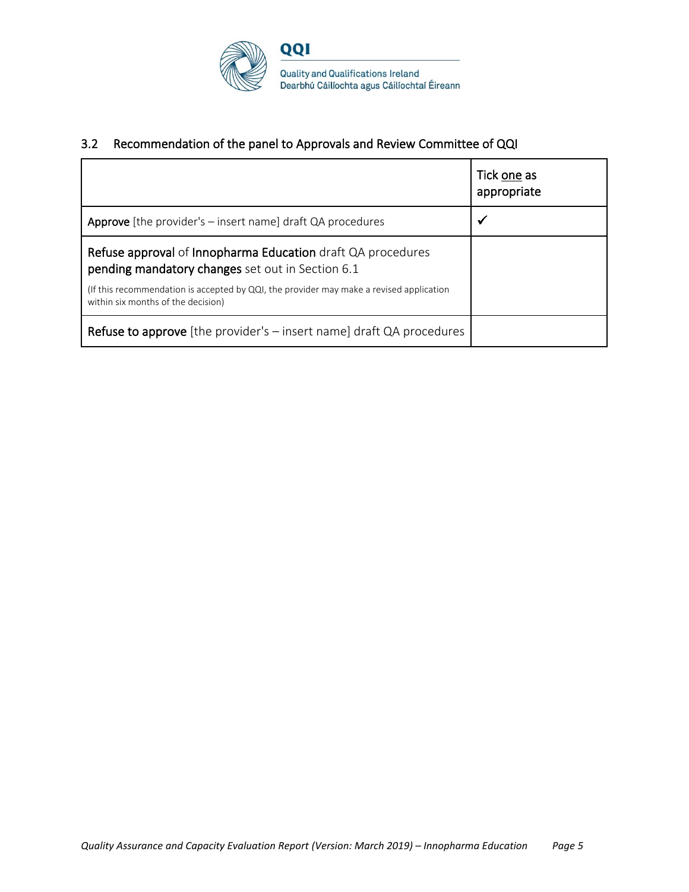## 3.2 Recommendation of the panel to Approvals and Review Committee of QQI

| | Tick one as appropriate |
|---|---|
| **Approve** [the provider's – insert name] draft QA procedures | ✓ |
| **Refuse approval** of **Innopharma Education** draft QA procedures **pending mandatory changes** set out in Section 6.1<br><br>(If this recommendation is accepted by QQI, the provider may make a revised application within six months of the decision) | |
| **Refuse to approve** [the provider's – insert name] draft QA procedures | |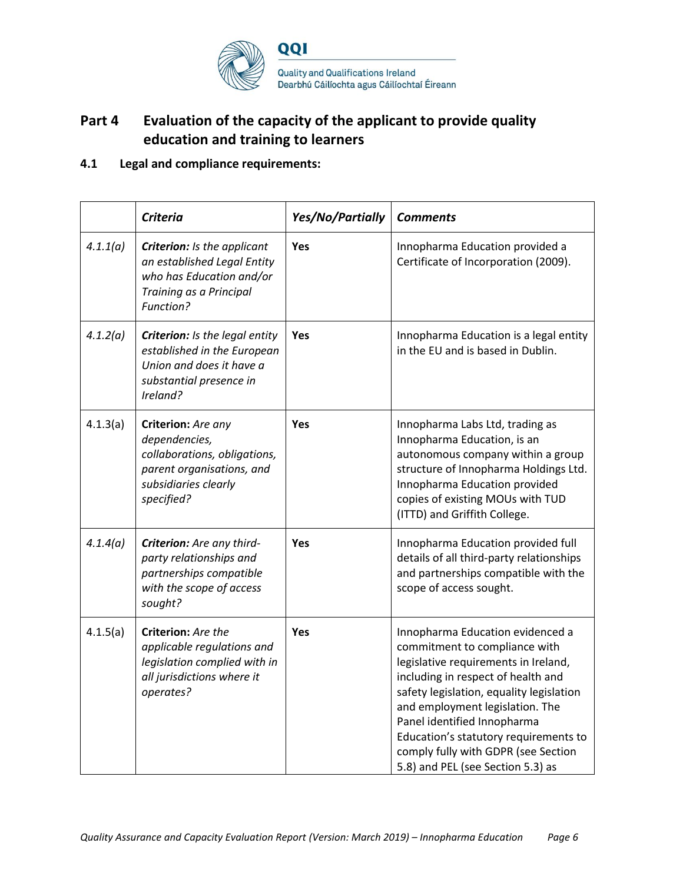## Part 4 Evaluation of the capacity of the applicant to provide quality education and training to learners

### 4.1 Legal and compliance requirements:

| | *Criteria* | *Yes/No/Partially* | *Comments* |
|---|---|---|---|
| *4.1.1(a)* | ***Criterion:*** *Is the applicant an established Legal Entity who has Education and/or Training as a Principal Function?* | **Yes** | Innopharma Education provided a Certificate of Incorporation (2009). |
| *4.1.2(a)* | ***Criterion:*** *Is the legal entity established in the European Union and does it have a substantial presence in Ireland?* | **Yes** | Innopharma Education is a legal entity in the EU and is based in Dublin. |
| 4.1.3(a) | **Criterion:** *Are any dependencies, collaborations, obligations, parent organisations, and subsidiaries clearly specified?* | **Yes** | Innopharma Labs Ltd, trading as Innopharma Education, is an autonomous company within a group structure of Innopharma Holdings Ltd. Innopharma Education provided copies of existing MOUs with TUD (ITTD) and Griffith College. |
| *4.1.4(a)* | ***Criterion:*** *Are any third-party relationships and partnerships compatible with the scope of access sought?* | **Yes** | Innopharma Education provided full details of all third-party relationships and partnerships compatible with the scope of access sought. |
| 4.1.5(a) | **Criterion:** *Are the applicable regulations and legislation complied with in all jurisdictions where it operates?* | **Yes** | Innopharma Education evidenced a commitment to compliance with legislative requirements in Ireland, including in respect of health and safety legislation, equality legislation and employment legislation. The Panel identified Innopharma Education's statutory requirements to comply fully with GDPR (see Section 5.8) and PEL (see Section 5.3) as |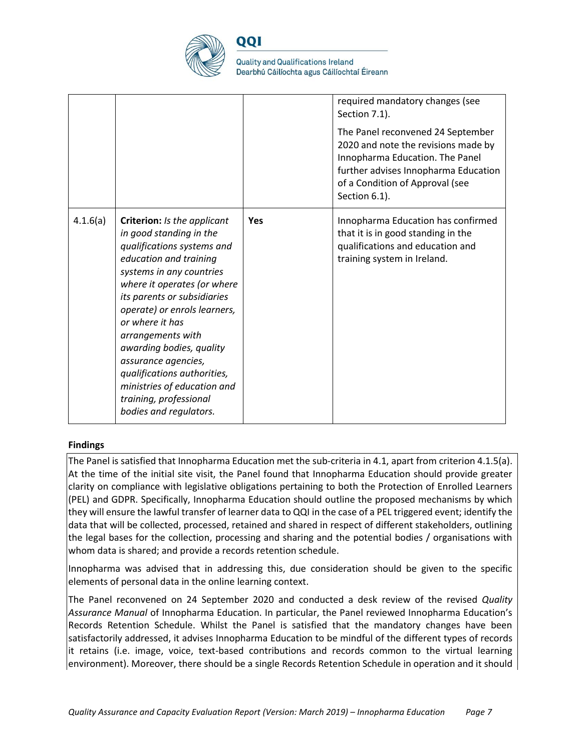| | | | |
|---|---|---|---|
| | | | required mandatory changes (see Section 7.1).<br><br>The Panel reconvened 24 September 2020 and note the revisions made by Innopharma Education. The Panel further advises Innopharma Education of a Condition of Approval (see Section 6.1). |
| 4.1.6(a) | **Criterion:** *Is the applicant in good standing in the qualifications systems and education and training systems in any countries where it operates (or where its parents or subsidiaries operate) or enrols learners, or where it has arrangements with awarding bodies, quality assurance agencies, qualifications authorities, ministries of education and training, professional bodies and regulators.* | **Yes** | Innopharma Education has confirmed that it is in good standing in the qualifications and education and training system in Ireland. |

**Findings**

The Panel is satisfied that Innopharma Education met the sub-criteria in 4.1, apart from criterion 4.1.5(a). At the time of the initial site visit, the Panel found that Innopharma Education should provide greater clarity on compliance with legislative obligations pertaining to both the Protection of Enrolled Learners (PEL) and GDPR. Specifically, Innopharma Education should outline the proposed mechanisms by which they will ensure the lawful transfer of learner data to QQI in the case of a PEL triggered event; identify the data that will be collected, processed, retained and shared in respect of different stakeholders, outlining the legal bases for the collection, processing and sharing and the potential bodies / organisations with whom data is shared; and provide a records retention schedule.

Innopharma was advised that in addressing this, due consideration should be given to the specific elements of personal data in the online learning context.

The Panel reconvened on 24 September 2020 and conducted a desk review of the revised *Quality Assurance Manual* of Innopharma Education. In particular, the Panel reviewed Innopharma Education's Records Retention Schedule. Whilst the Panel is satisfied that the mandatory changes have been satisfactorily addressed, it advises Innopharma Education to be mindful of the different types of records it retains (i.e. image, voice, text-based contributions and records common to the virtual learning environment). Moreover, there should be a single Records Retention Schedule in operation and it should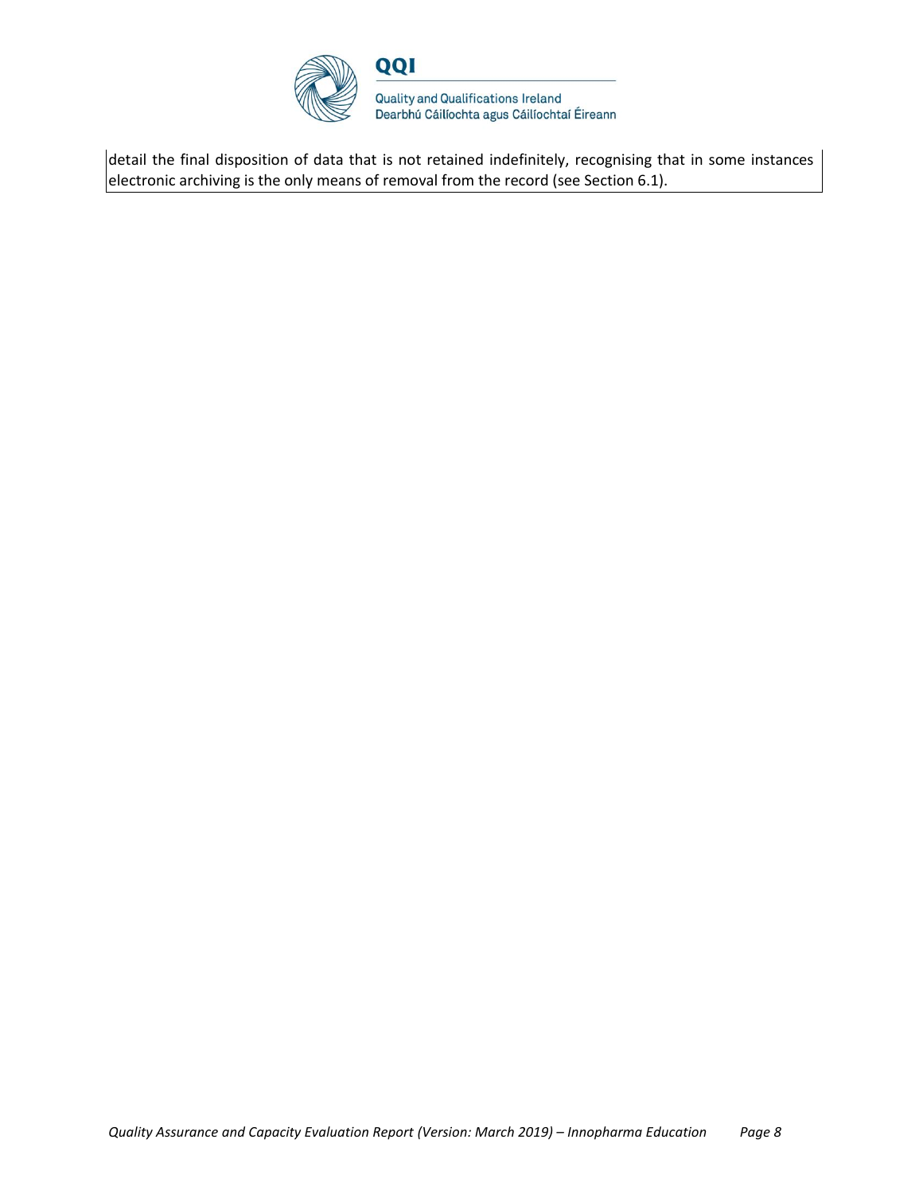detail the final disposition of data that is not retained indefinitely, recognising that in some instances electronic archiving is the only means of removal from the record (see Section 6.1).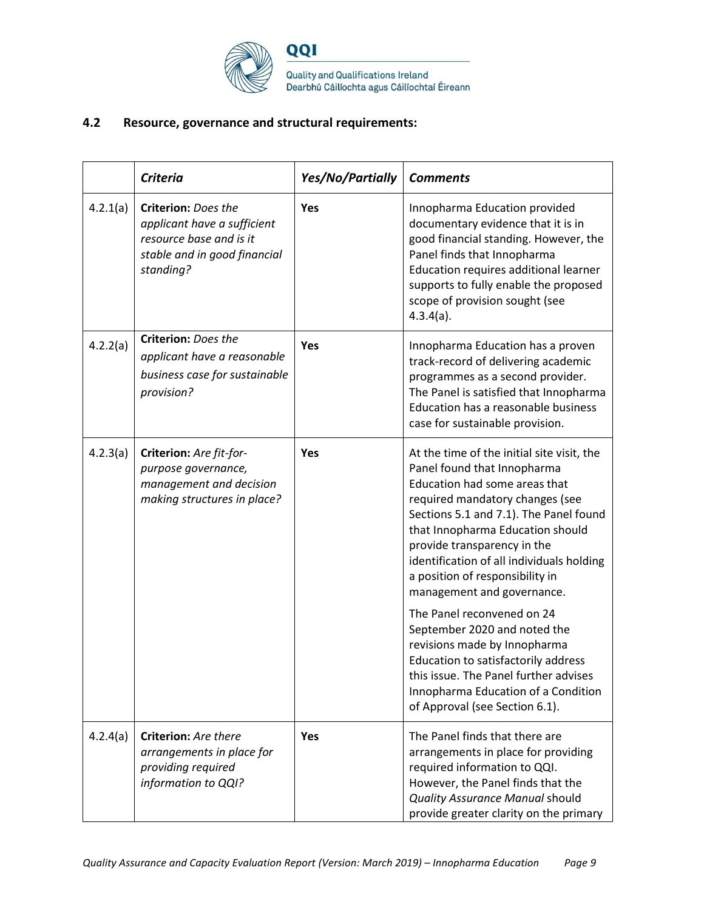## 4.2 Resource, governance and structural requirements:

| | *Criteria* | *Yes/No/Partially* | *Comments* |
|---|---|---|---|
| 4.2.1(a) | **Criterion:** *Does the applicant have a sufficient resource base and is it stable and in good financial standing?* | **Yes** | Innopharma Education provided documentary evidence that it is in good financial standing. However, the Panel finds that Innopharma Education requires additional learner supports to fully enable the proposed scope of provision sought (see 4.3.4(a). |
| 4.2.2(a) | **Criterion:** *Does the applicant have a reasonable business case for sustainable provision?* | **Yes** | Innopharma Education has a proven track-record of delivering academic programmes as a second provider. The Panel is satisfied that Innopharma Education has a reasonable business case for sustainable provision. |
| 4.2.3(a) | **Criterion:** *Are fit-for-purpose governance, management and decision making structures in place?* | **Yes** | At the time of the initial site visit, the Panel found that Innopharma Education had some areas that required mandatory changes (see Sections 5.1 and 7.1). The Panel found that Innopharma Education should provide transparency in the identification of all individuals holding a position of responsibility in management and governance. The Panel reconvened on 24 September 2020 and noted the revisions made by Innopharma Education to satisfactorily address this issue. The Panel further advises Innopharma Education of a Condition of Approval (see Section 6.1). |
| 4.2.4(a) | **Criterion:** *Are there arrangements in place for providing required information to QQI?* | **Yes** | The Panel finds that there are arrangements in place for providing required information to QQI. However, the Panel finds that the *Quality Assurance Manual* should provide greater clarity on the primary |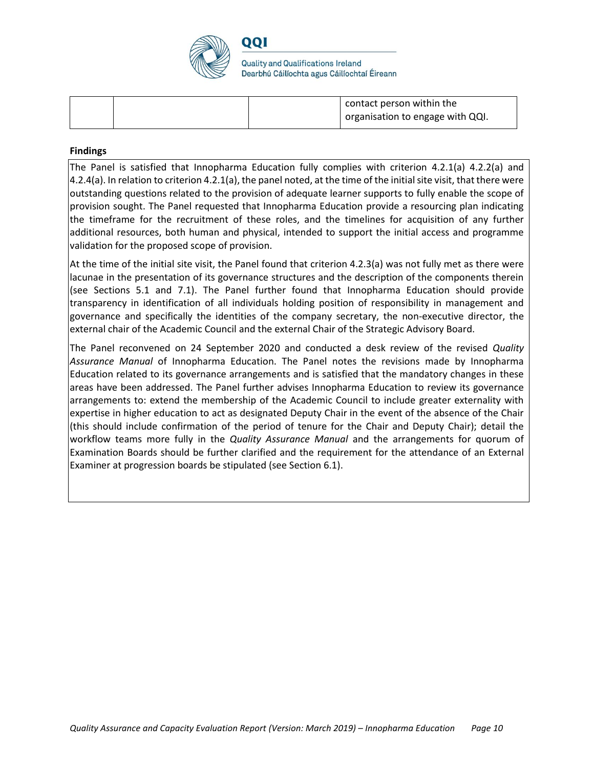| | | | contact person within the organisation to engage with QQI. |
|---|---|---|---|

**Findings**

The Panel is satisfied that Innopharma Education fully complies with criterion 4.2.1(a) 4.2.2(a) and 4.2.4(a). In relation to criterion 4.2.1(a), the panel noted, at the time of the initial site visit, that there were outstanding questions related to the provision of adequate learner supports to fully enable the scope of provision sought. The Panel requested that Innopharma Education provide a resourcing plan indicating the timeframe for the recruitment of these roles, and the timelines for acquisition of any further additional resources, both human and physical, intended to support the initial access and programme validation for the proposed scope of provision.

At the time of the initial site visit, the Panel found that criterion 4.2.3(a) was not fully met as there were lacunae in the presentation of its governance structures and the description of the components therein (see Sections 5.1 and 7.1). The Panel further found that Innopharma Education should provide transparency in identification of all individuals holding position of responsibility in management and governance and specifically the identities of the company secretary, the non-executive director, the external chair of the Academic Council and the external Chair of the Strategic Advisory Board.

The Panel reconvened on 24 September 2020 and conducted a desk review of the revised *Quality Assurance Manual* of Innopharma Education. The Panel notes the revisions made by Innopharma Education related to its governance arrangements and is satisfied that the mandatory changes in these areas have been addressed. The Panel further advises Innopharma Education to review its governance arrangements to: extend the membership of the Academic Council to include greater externality with expertise in higher education to act as designated Deputy Chair in the event of the absence of the Chair (this should include confirmation of the period of tenure for the Chair and Deputy Chair); detail the workflow teams more fully in the *Quality Assurance Manual* and the arrangements for quorum of Examination Boards should be further clarified and the requirement for the attendance of an External Examiner at progression boards be stipulated (see Section 6.1).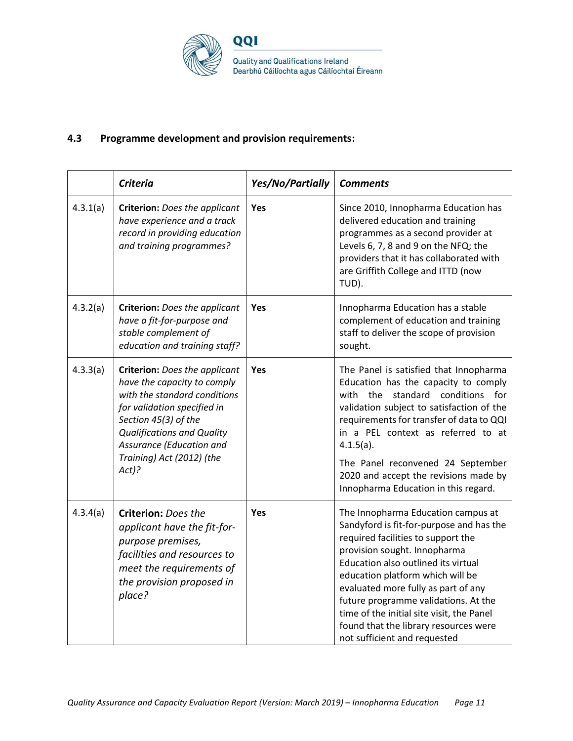### 4.3 Programme development and provision requirements:

| | *Criteria* | *Yes/No/Partially* | *Comments* |
|---|---|---|---|
| 4.3.1(a) | **Criterion:** *Does the applicant have experience and a track record in providing education and training programmes?* | **Yes** | Since 2010, Innopharma Education has delivered education and training programmes as a second provider at Levels 6, 7, 8 and 9 on the NFQ; the providers that it has collaborated with are Griffith College and ITTD (now TUD). |
| 4.3.2(a) | **Criterion:** *Does the applicant have a fit-for-purpose and stable complement of education and training staff?* | **Yes** | Innopharma Education has a stable complement of education and training staff to deliver the scope of provision sought. |
| 4.3.3(a) | **Criterion:** *Does the applicant have the capacity to comply with the standard conditions for validation specified in Section 45(3) of the Qualifications and Quality Assurance (Education and Training) Act (2012) (the Act)?* | **Yes** | The Panel is satisfied that Innopharma Education has the capacity to comply with the standard conditions for validation subject to satisfaction of the requirements for transfer of data to QQI in a PEL context as referred to at 4.1.5(a).<br><br>The Panel reconvened 24 September 2020 and accept the revisions made by Innopharma Education in this regard. |
| 4.3.4(a) | **Criterion:** *Does the applicant have the fit-for-purpose premises, facilities and resources to meet the requirements of the provision proposed in place?* | **Yes** | The Innopharma Education campus at Sandyford is fit-for-purpose and has the required facilities to support the provision sought. Innopharma Education also outlined its virtual education platform which will be evaluated more fully as part of any future programme validations. At the time of the initial site visit, the Panel found that the library resources were not sufficient and requested |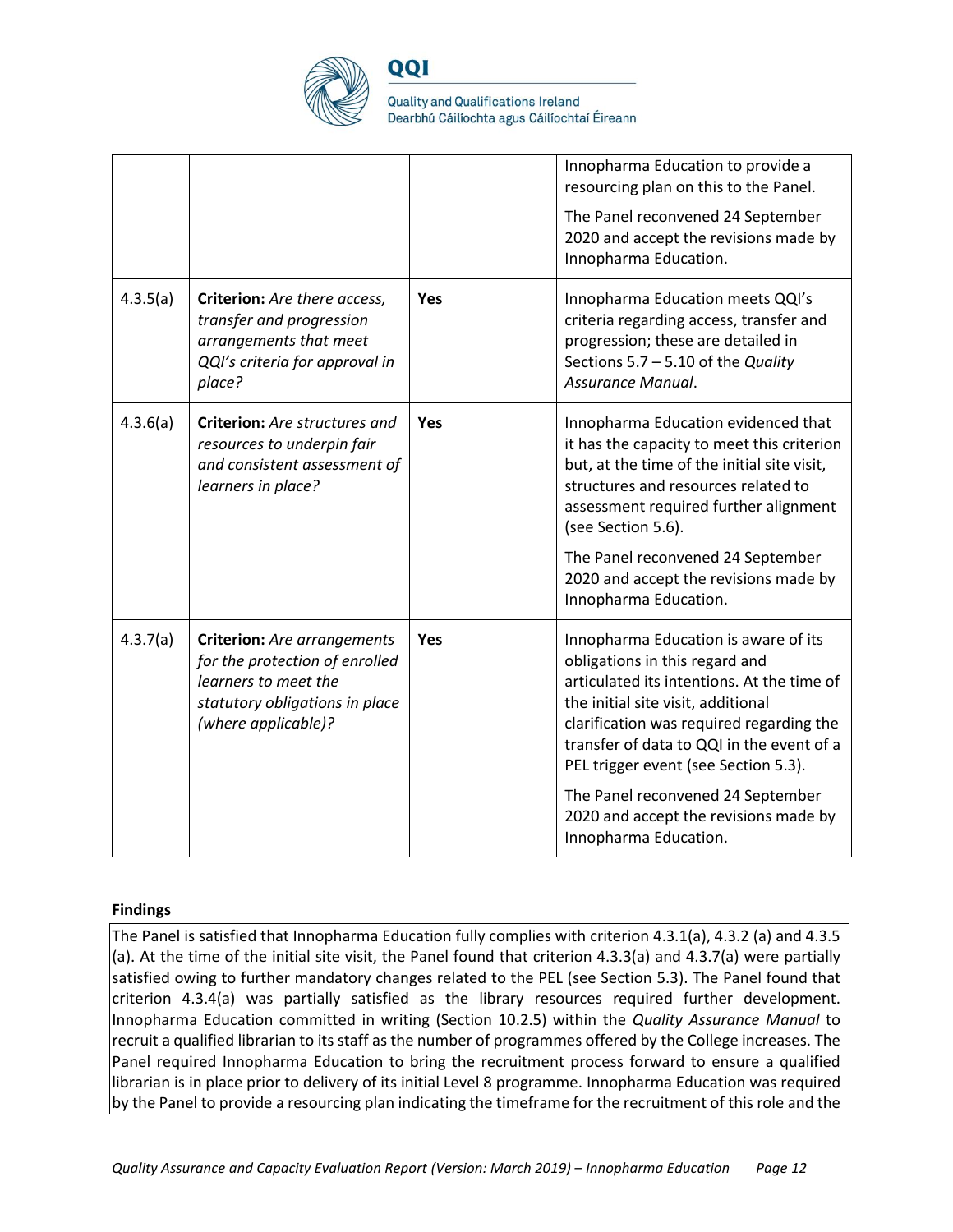| | | | |
|---|---|---|---|
| | | | Innopharma Education to provide a resourcing plan on this to the Panel.<br><br>The Panel reconvened 24 September 2020 and accept the revisions made by Innopharma Education. |
| 4.3.5(a) | **Criterion:** *Are there access, transfer and progression arrangements that meet QQI's criteria for approval in place?* | **Yes** | Innopharma Education meets QQI's criteria regarding access, transfer and progression; these are detailed in Sections 5.7 – 5.10 of the *Quality Assurance Manual*. |
| 4.3.6(a) | **Criterion:** *Are structures and resources to underpin fair and consistent assessment of learners in place?* | **Yes** | Innopharma Education evidenced that it has the capacity to meet this criterion but, at the time of the initial site visit, structures and resources related to assessment required further alignment (see Section 5.6).<br><br>The Panel reconvened 24 September 2020 and accept the revisions made by Innopharma Education. |
| 4.3.7(a) | **Criterion:** *Are arrangements for the protection of enrolled learners to meet the statutory obligations in place (where applicable)?* | **Yes** | Innopharma Education is aware of its obligations in this regard and articulated its intentions. At the time of the initial site visit, additional clarification was required regarding the transfer of data to QQI in the event of a PEL trigger event (see Section 5.3).<br><br>The Panel reconvened 24 September 2020 and accept the revisions made by Innopharma Education. |

**Findings**

The Panel is satisfied that Innopharma Education fully complies with criterion 4.3.1(a), 4.3.2 (a) and 4.3.5 (a). At the time of the initial site visit, the Panel found that criterion 4.3.3(a) and 4.3.7(a) were partially satisfied owing to further mandatory changes related to the PEL (see Section 5.3). The Panel found that criterion 4.3.4(a) was partially satisfied as the library resources required further development. Innopharma Education committed in writing (Section 10.2.5) within the *Quality Assurance Manual* to recruit a qualified librarian to its staff as the number of programmes offered by the College increases. The Panel required Innopharma Education to bring the recruitment process forward to ensure a qualified librarian is in place prior to delivery of its initial Level 8 programme. Innopharma Education was required by the Panel to provide a resourcing plan indicating the timeframe for the recruitment of this role and the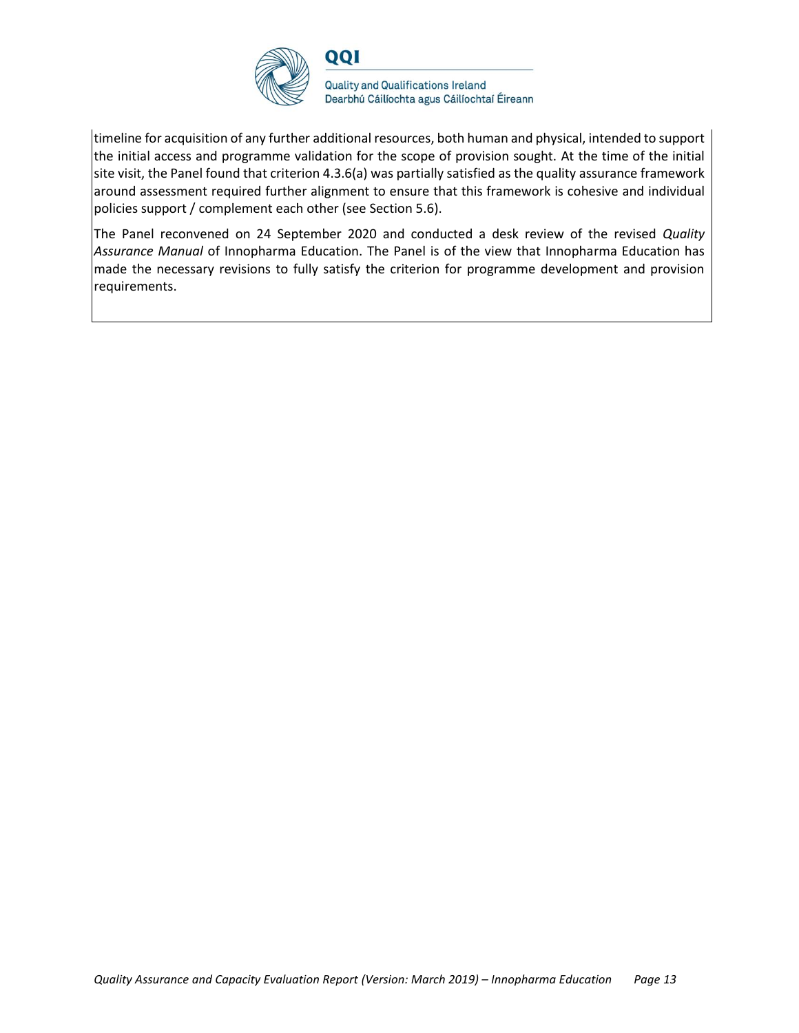timeline for acquisition of any further additional resources, both human and physical, intended to support the initial access and programme validation for the scope of provision sought. At the time of the initial site visit, the Panel found that criterion 4.3.6(a) was partially satisfied as the quality assurance framework around assessment required further alignment to ensure that this framework is cohesive and individual policies support / complement each other (see Section 5.6).

The Panel reconvened on 24 September 2020 and conducted a desk review of the revised *Quality Assurance Manual* of Innopharma Education. The Panel is of the view that Innopharma Education has made the necessary revisions to fully satisfy the criterion for programme development and provision requirements.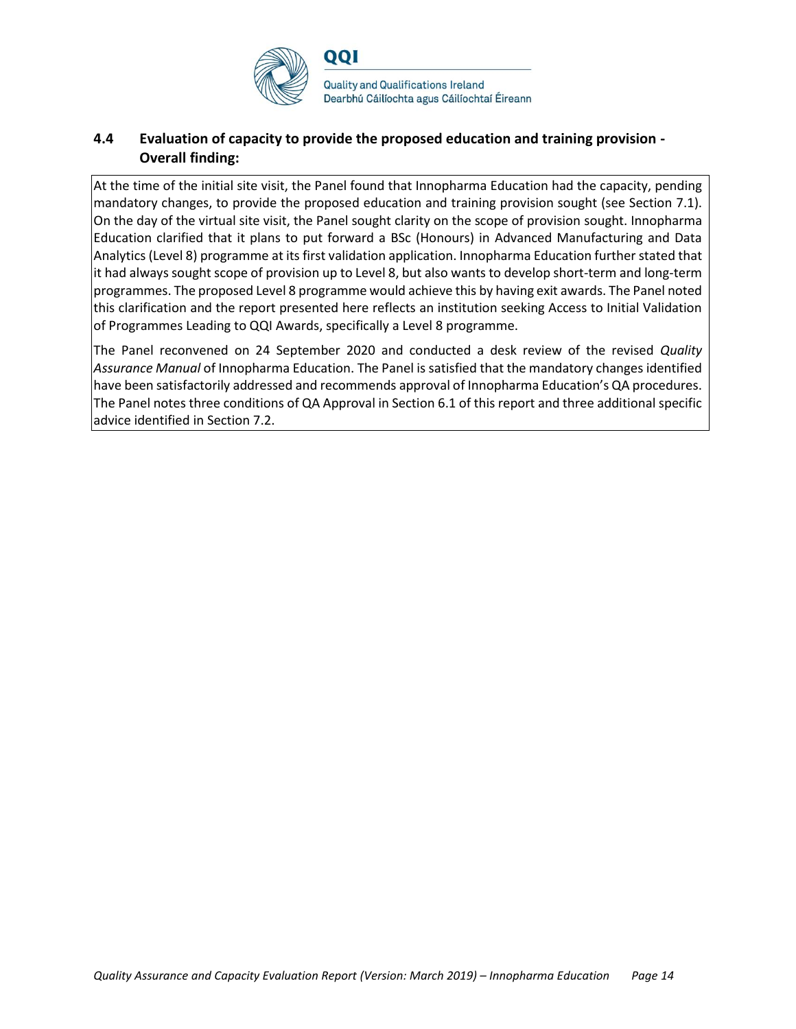### 4.4 Evaluation of capacity to provide the proposed education and training provision - Overall finding:

At the time of the initial site visit, the Panel found that Innopharma Education had the capacity, pending mandatory changes, to provide the proposed education and training provision sought (see Section 7.1). On the day of the virtual site visit, the Panel sought clarity on the scope of provision sought. Innopharma Education clarified that it plans to put forward a BSc (Honours) in Advanced Manufacturing and Data Analytics (Level 8) programme at its first validation application. Innopharma Education further stated that it had always sought scope of provision up to Level 8, but also wants to develop short-term and long-term programmes. The proposed Level 8 programme would achieve this by having exit awards. The Panel noted this clarification and the report presented here reflects an institution seeking Access to Initial Validation of Programmes Leading to QQI Awards, specifically a Level 8 programme.

The Panel reconvened on 24 September 2020 and conducted a desk review of the revised *Quality Assurance Manual* of Innopharma Education. The Panel is satisfied that the mandatory changes identified have been satisfactorily addressed and recommends approval of Innopharma Education's QA procedures. The Panel notes three conditions of QA Approval in Section 6.1 of this report and three additional specific advice identified in Section 7.2.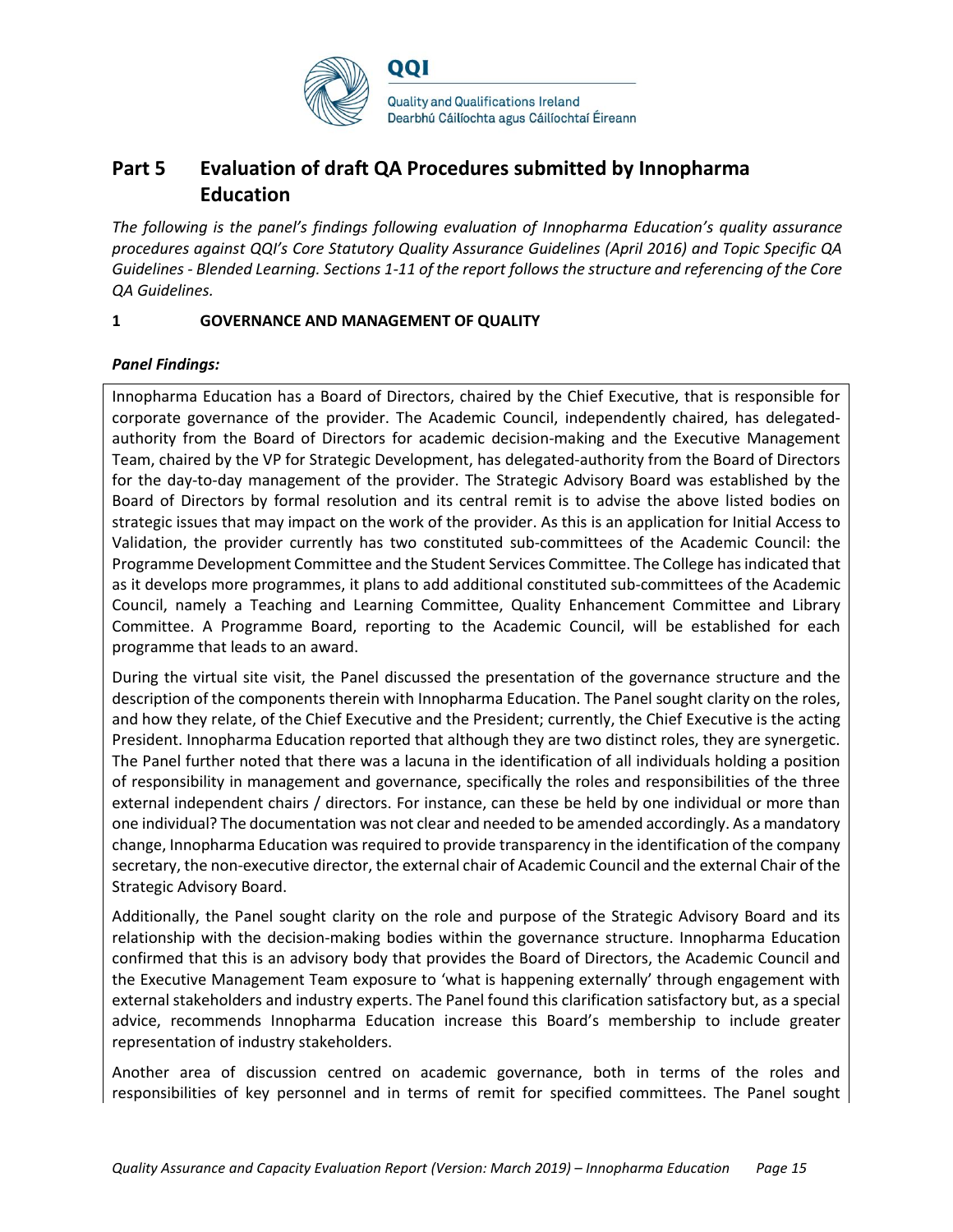# Part 5 Evaluation of draft QA Procedures submitted by Innopharma Education

*The following is the panel's findings following evaluation of Innopharma Education's quality assurance procedures against QQI's Core Statutory Quality Assurance Guidelines (April 2016) and Topic Specific QA Guidelines - Blended Learning. Sections 1-11 of the report follows the structure and referencing of the Core QA Guidelines.*

## 1 GOVERNANCE AND MANAGEMENT OF QUALITY

***Panel Findings:***

Innopharma Education has a Board of Directors, chaired by the Chief Executive, that is responsible for corporate governance of the provider. The Academic Council, independently chaired, has delegated-authority from the Board of Directors for academic decision-making and the Executive Management Team, chaired by the VP for Strategic Development, has delegated-authority from the Board of Directors for the day-to-day management of the provider. The Strategic Advisory Board was established by the Board of Directors by formal resolution and its central remit is to advise the above listed bodies on strategic issues that may impact on the work of the provider. As this is an application for Initial Access to Validation, the provider currently has two constituted sub-committees of the Academic Council: the Programme Development Committee and the Student Services Committee. The College has indicated that as it develops more programmes, it plans to add additional constituted sub-committees of the Academic Council, namely a Teaching and Learning Committee, Quality Enhancement Committee and Library Committee. A Programme Board, reporting to the Academic Council, will be established for each programme that leads to an award.

During the virtual site visit, the Panel discussed the presentation of the governance structure and the description of the components therein with Innopharma Education. The Panel sought clarity on the roles, and how they relate, of the Chief Executive and the President; currently, the Chief Executive is the acting President. Innopharma Education reported that although they are two distinct roles, they are synergetic. The Panel further noted that there was a lacuna in the identification of all individuals holding a position of responsibility in management and governance, specifically the roles and responsibilities of the three external independent chairs / directors. For instance, can these be held by one individual or more than one individual? The documentation was not clear and needed to be amended accordingly. As a mandatory change, Innopharma Education was required to provide transparency in the identification of the company secretary, the non-executive director, the external chair of Academic Council and the external Chair of the Strategic Advisory Board.

Additionally, the Panel sought clarity on the role and purpose of the Strategic Advisory Board and its relationship with the decision-making bodies within the governance structure. Innopharma Education confirmed that this is an advisory body that provides the Board of Directors, the Academic Council and the Executive Management Team exposure to 'what is happening externally' through engagement with external stakeholders and industry experts. The Panel found this clarification satisfactory but, as a special advice, recommends Innopharma Education increase this Board's membership to include greater representation of industry stakeholders.

Another area of discussion centred on academic governance, both in terms of the roles and responsibilities of key personnel and in terms of remit for specified committees. The Panel sought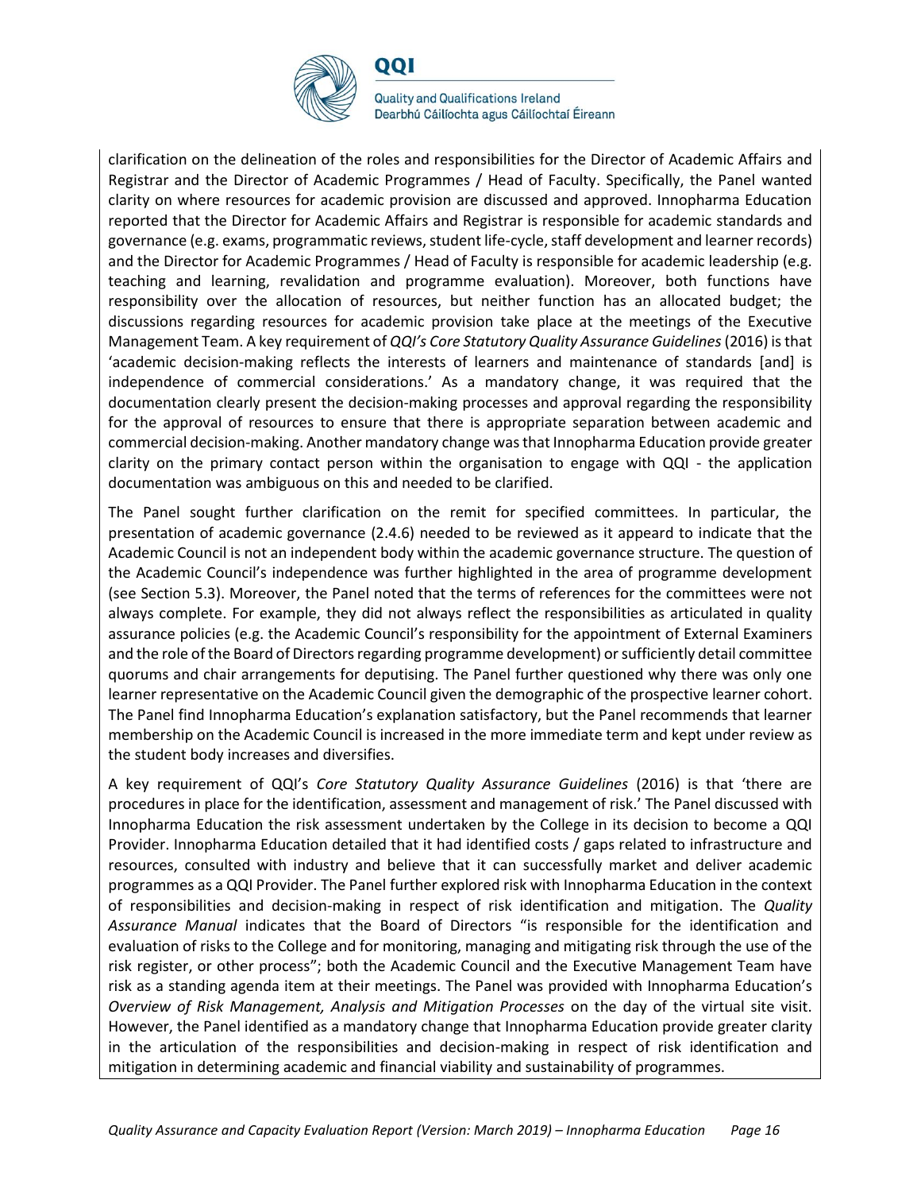clarification on the delineation of the roles and responsibilities for the Director of Academic Affairs and Registrar and the Director of Academic Programmes / Head of Faculty. Specifically, the Panel wanted clarity on where resources for academic provision are discussed and approved. Innopharma Education reported that the Director for Academic Affairs and Registrar is responsible for academic standards and governance (e.g. exams, programmatic reviews, student life-cycle, staff development and learner records) and the Director for Academic Programmes / Head of Faculty is responsible for academic leadership (e.g. teaching and learning, revalidation and programme evaluation). Moreover, both functions have responsibility over the allocation of resources, but neither function has an allocated budget; the discussions regarding resources for academic provision take place at the meetings of the Executive Management Team. A key requirement of *QQI's Core Statutory Quality Assurance Guidelines* (2016) is that 'academic decision-making reflects the interests of learners and maintenance of standards [and] is independence of commercial considerations.' As a mandatory change, it was required that the documentation clearly present the decision-making processes and approval regarding the responsibility for the approval of resources to ensure that there is appropriate separation between academic and commercial decision-making. Another mandatory change was that Innopharma Education provide greater clarity on the primary contact person within the organisation to engage with QQI - the application documentation was ambiguous on this and needed to be clarified.

The Panel sought further clarification on the remit for specified committees. In particular, the presentation of academic governance (2.4.6) needed to be reviewed as it appear to indicate that the Academic Council is not an independent body within the academic governance structure. The question of the Academic Council's independence was further highlighted in the area of programme development (see Section 5.3). Moreover, the Panel noted that the terms of references for the committees were not always complete. For example, they did not always reflect the responsibilities as articulated in quality assurance policies (e.g. the Academic Council's responsibility for the appointment of External Examiners and the role of the Board of Directors regarding programme development) or sufficiently detail committee quorums and chair arrangements for deputising. The Panel further questioned why there was only one learner representative on the Academic Council given the demographic of the prospective learner cohort. The Panel find Innopharma Education's explanation satisfactory, but the Panel recommends that learner membership on the Academic Council is increased in the more immediate term and kept under review as the student body increases and diversifies.

A key requirement of QQI's *Core Statutory Quality Assurance Guidelines* (2016) is that 'there are procedures in place for the identification, assessment and management of risk.' The Panel discussed with Innopharma Education the risk assessment undertaken by the College in its decision to become a QQI Provider. Innopharma Education detailed that it had identified costs / gaps related to infrastructure and resources, consulted with industry and believe that it can successfully market and deliver academic programmes as a QQI Provider. The Panel further explored risk with Innopharma Education in the context of responsibilities and decision-making in respect of risk identification and mitigation. The *Quality Assurance Manual* indicates that the Board of Directors "is responsible for the identification and evaluation of risks to the College and for monitoring, managing and mitigating risk through the use of the risk register, or other process"; both the Academic Council and the Executive Management Team have risk as a standing agenda item at their meetings. The Panel was provided with Innopharma Education's *Overview of Risk Management, Analysis and Mitigation Processes* on the day of the virtual site visit. However, the Panel identified as a mandatory change that Innopharma Education provide greater clarity in the articulation of the responsibilities and decision-making in respect of risk identification and mitigation in determining academic and financial viability and sustainability of programmes.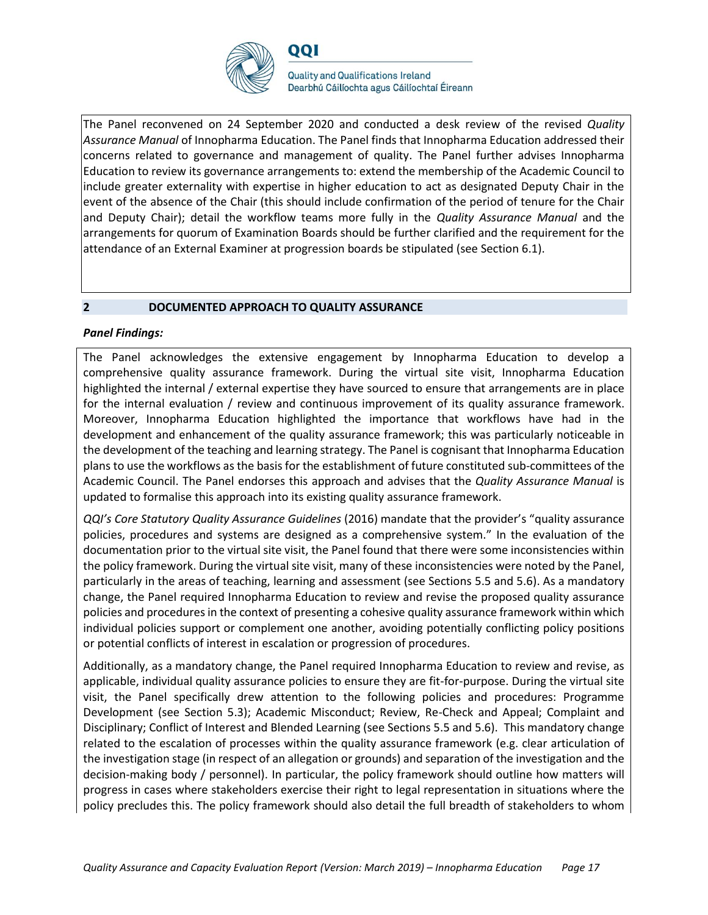The Panel reconvened on 24 September 2020 and conducted a desk review of the revised *Quality Assurance Manual* of Innopharma Education. The Panel finds that Innopharma Education addressed their concerns related to governance and management of quality. The Panel further advises Innopharma Education to review its governance arrangements to: extend the membership of the Academic Council to include greater externality with expertise in higher education to act as designated Deputy Chair in the event of the absence of the Chair (this should include confirmation of the period of tenure for the Chair and Deputy Chair); detail the workflow teams more fully in the *Quality Assurance Manual* and the arrangements for quorum of Examination Boards should be further clarified and the requirement for the attendance of an External Examiner at progression boards be stipulated (see Section 6.1).

## 2 DOCUMENTED APPROACH TO QUALITY ASSURANCE

***Panel Findings:***

The Panel acknowledges the extensive engagement by Innopharma Education to develop a comprehensive quality assurance framework. During the virtual site visit, Innopharma Education highlighted the internal / external expertise they have sourced to ensure that arrangements are in place for the internal evaluation / review and continuous improvement of its quality assurance framework. Moreover, Innopharma Education highlighted the importance that workflows have had in the development and enhancement of the quality assurance framework; this was particularly noticeable in the development of the teaching and learning strategy. The Panel is cognisant that Innopharma Education plans to use the workflows as the basis for the establishment of future constituted sub-committees of the Academic Council. The Panel endorses this approach and advises that the *Quality Assurance Manual* is updated to formalise this approach into its existing quality assurance framework.

*QQI's Core Statutory Quality Assurance Guidelines* (2016) mandate that the provider's "quality assurance policies, procedures and systems are designed as a comprehensive system." In the evaluation of the documentation prior to the virtual site visit, the Panel found that there were some inconsistencies within the policy framework. During the virtual site visit, many of these inconsistencies were noted by the Panel, particularly in the areas of teaching, learning and assessment (see Sections 5.5 and 5.6). As a mandatory change, the Panel required Innopharma Education to review and revise the proposed quality assurance policies and procedures in the context of presenting a cohesive quality assurance framework within which individual policies support or complement one another, avoiding potentially conflicting policy positions or potential conflicts of interest in escalation or progression of procedures.

Additionally, as a mandatory change, the Panel required Innopharma Education to review and revise, as applicable, individual quality assurance policies to ensure they are fit-for-purpose. During the virtual site visit, the Panel specifically drew attention to the following policies and procedures: Programme Development (see Section 5.3); Academic Misconduct; Review, Re-Check and Appeal; Complaint and Disciplinary; Conflict of Interest and Blended Learning (see Sections 5.5 and 5.6). This mandatory change related to the escalation of processes within the quality assurance framework (e.g. clear articulation of the investigation stage (in respect of an allegation or grounds) and separation of the investigation and the decision-making body / personnel). In particular, the policy framework should outline how matters will progress in cases where stakeholders exercise their right to legal representation in situations where the policy precludes this. The policy framework should also detail the full breadth of stakeholders to whom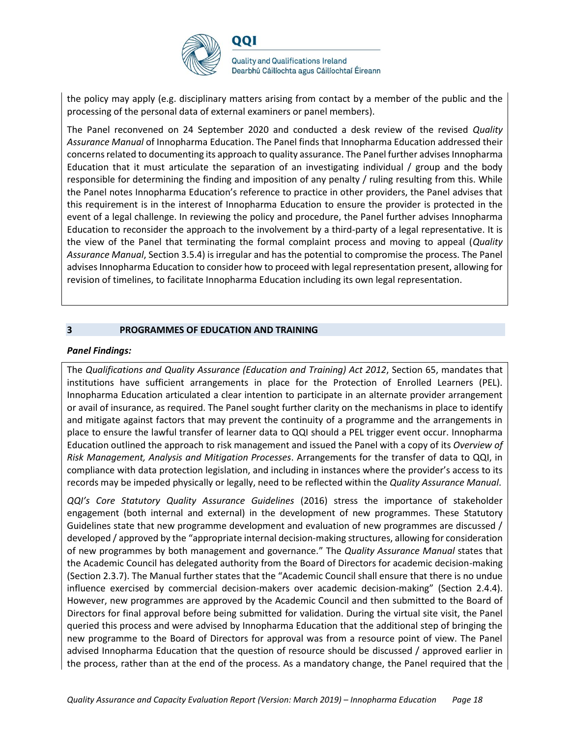the policy may apply (e.g. disciplinary matters arising from contact by a member of the public and the processing of the personal data of external examiners or panel members).

The Panel reconvened on 24 September 2020 and conducted a desk review of the revised *Quality Assurance Manual* of Innopharma Education. The Panel finds that Innopharma Education addressed their concerns related to documenting its approach to quality assurance. The Panel further advises Innopharma Education that it must articulate the separation of an investigating individual / group and the body responsible for determining the finding and imposition of any penalty / ruling resulting from this. While the Panel notes Innopharma Education's reference to practice in other providers, the Panel advises that this requirement is in the interest of Innopharma Education to ensure the provider is protected in the event of a legal challenge. In reviewing the policy and procedure, the Panel further advises Innopharma Education to reconsider the approach to the involvement by a third-party of a legal representative. It is the view of the Panel that terminating the formal complaint process and moving to appeal (*Quality Assurance Manual*, Section 3.5.4) is irregular and has the potential to compromise the process. The Panel advises Innopharma Education to consider how to proceed with legal representation present, allowing for revision of timelines, to facilitate Innopharma Education including its own legal representation.

## 3 PROGRAMMES OF EDUCATION AND TRAINING

***Panel Findings:***

The *Qualifications and Quality Assurance (Education and Training) Act 2012*, Section 65, mandates that institutions have sufficient arrangements in place for the Protection of Enrolled Learners (PEL). Innopharma Education articulated a clear intention to participate in an alternate provider arrangement or avail of insurance, as required. The Panel sought further clarity on the mechanisms in place to identify and mitigate against factors that may prevent the continuity of a programme and the arrangements in place to ensure the lawful transfer of learner data to QQI should a PEL trigger event occur. Innopharma Education outlined the approach to risk management and issued the Panel with a copy of its *Overview of Risk Management, Analysis and Mitigation Processes*. Arrangements for the transfer of data to QQI, in compliance with data protection legislation, and including in instances where the provider's access to its records may be impeded physically or legally, need to be reflected within the *Quality Assurance Manual*.

*QQI's Core Statutory Quality Assurance Guidelines* (2016) stress the importance of stakeholder engagement (both internal and external) in the development of new programmes. These Statutory Guidelines state that new programme development and evaluation of new programmes are discussed / developed / approved by the "appropriate internal decision-making structures, allowing for consideration of new programmes by both management and governance." The *Quality Assurance Manual* states that the Academic Council has delegated authority from the Board of Directors for academic decision-making (Section 2.3.7). The Manual further states that the "Academic Council shall ensure that there is no undue influence exercised by commercial decision-makers over academic decision-making" (Section 2.4.4). However, new programmes are approved by the Academic Council and then submitted to the Board of Directors for final approval before being submitted for validation. During the virtual site visit, the Panel queried this process and were advised by Innopharma Education that the additional step of bringing the new programme to the Board of Directors for approval was from a resource point of view. The Panel advised Innopharma Education that the question of resource should be discussed / approved earlier in the process, rather than at the end of the process. As a mandatory change, the Panel required that the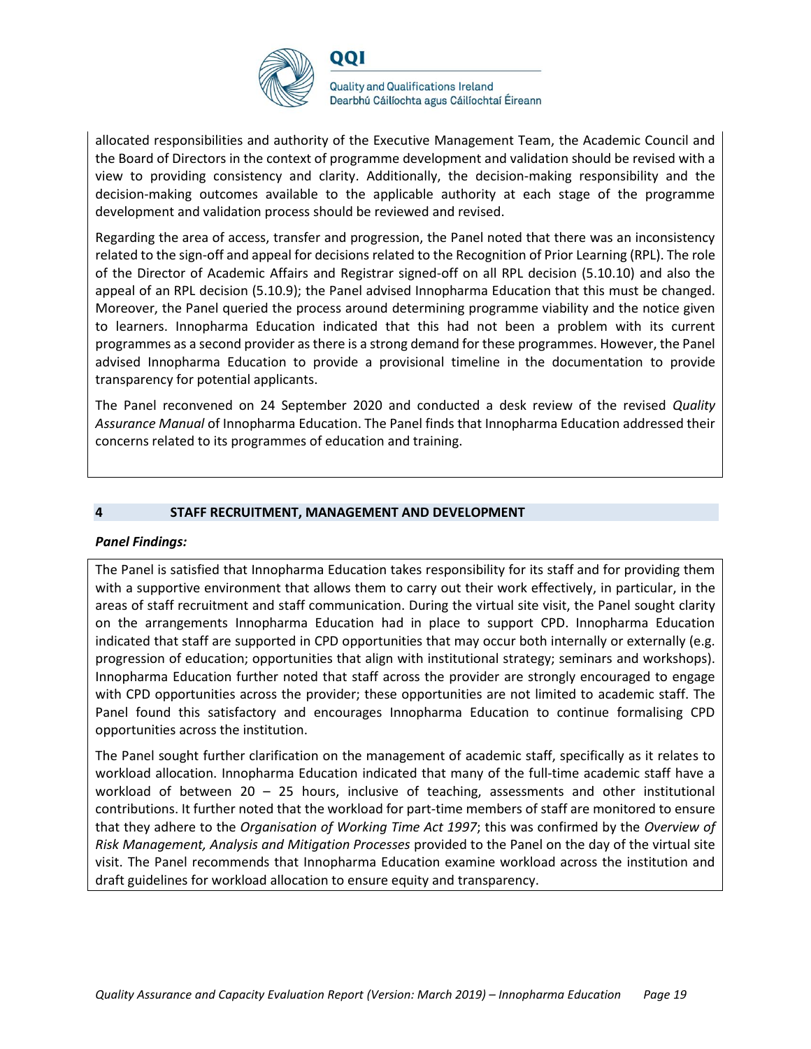allocated responsibilities and authority of the Executive Management Team, the Academic Council and the Board of Directors in the context of programme development and validation should be revised with a view to providing consistency and clarity. Additionally, the decision-making responsibility and the decision-making outcomes available to the applicable authority at each stage of the programme development and validation process should be reviewed and revised.

Regarding the area of access, transfer and progression, the Panel noted that there was an inconsistency related to the sign-off and appeal for decisions related to the Recognition of Prior Learning (RPL). The role of the Director of Academic Affairs and Registrar signed-off on all RPL decision (5.10.10) and also the appeal of an RPL decision (5.10.9); the Panel advised Innopharma Education that this must be changed. Moreover, the Panel queried the process around determining programme viability and the notice given to learners. Innopharma Education indicated that this had not been a problem with its current programmes as a second provider as there is a strong demand for these programmes. However, the Panel advised Innopharma Education to provide a provisional timeline in the documentation to provide transparency for potential applicants.

The Panel reconvened on 24 September 2020 and conducted a desk review of the revised *Quality Assurance Manual* of Innopharma Education. The Panel finds that Innopharma Education addressed their concerns related to its programmes of education and training.

## 4 STAFF RECRUITMENT, MANAGEMENT AND DEVELOPMENT

***Panel Findings:***

The Panel is satisfied that Innopharma Education takes responsibility for its staff and for providing them with a supportive environment that allows them to carry out their work effectively, in particular, in the areas of staff recruitment and staff communication. During the virtual site visit, the Panel sought clarity on the arrangements Innopharma Education had in place to support CPD. Innopharma Education indicated that staff are supported in CPD opportunities that may occur both internally or externally (e.g. progression of education; opportunities that align with institutional strategy; seminars and workshops). Innopharma Education further noted that staff across the provider are strongly encouraged to engage with CPD opportunities across the provider; these opportunities are not limited to academic staff. The Panel found this satisfactory and encourages Innopharma Education to continue formalising CPD opportunities across the institution.

The Panel sought further clarification on the management of academic staff, specifically as it relates to workload allocation. Innopharma Education indicated that many of the full-time academic staff have a workload of between 20 – 25 hours, inclusive of teaching, assessments and other institutional contributions. It further noted that the workload for part-time members of staff are monitored to ensure that they adhere to the *Organisation of Working Time Act 1997*; this was confirmed by the *Overview of Risk Management, Analysis and Mitigation Processes* provided to the Panel on the day of the virtual site visit. The Panel recommends that Innopharma Education examine workload across the institution and draft guidelines for workload allocation to ensure equity and transparency.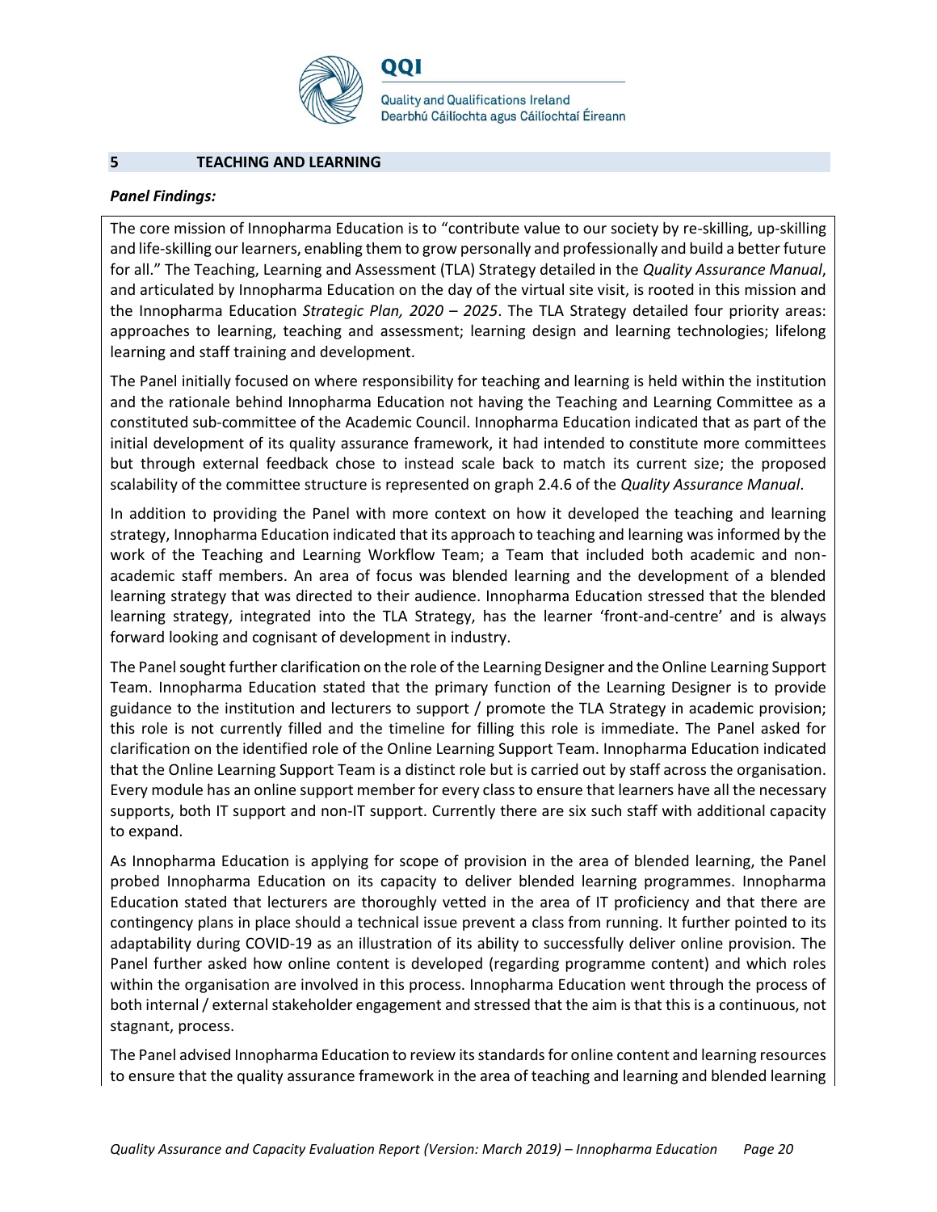## 5 TEACHING AND LEARNING

***Panel Findings:***

The core mission of Innopharma Education is to "contribute value to our society by re-skilling, up-skilling and life-skilling our learners, enabling them to grow personally and professionally and build a better future for all." The Teaching, Learning and Assessment (TLA) Strategy detailed in the *Quality Assurance Manual*, and articulated by Innopharma Education on the day of the virtual site visit, is rooted in this mission and the Innopharma Education *Strategic Plan, 2020 – 2025*. The TLA Strategy detailed four priority areas: approaches to learning, teaching and assessment; learning design and learning technologies; lifelong learning and staff training and development.

The Panel initially focused on where responsibility for teaching and learning is held within the institution and the rationale behind Innopharma Education not having the Teaching and Learning Committee as a constituted sub-committee of the Academic Council. Innopharma Education indicated that as part of the initial development of its quality assurance framework, it had intended to constitute more committees but through external feedback chose to instead scale back to match its current size; the proposed scalability of the committee structure is represented on graph 2.4.6 of the *Quality Assurance Manual*.

In addition to providing the Panel with more context on how it developed the teaching and learning strategy, Innopharma Education indicated that its approach to teaching and learning was informed by the work of the Teaching and Learning Workflow Team; a Team that included both academic and non-academic staff members. An area of focus was blended learning and the development of a blended learning strategy that was directed to their audience. Innopharma Education stressed that the blended learning strategy, integrated into the TLA Strategy, has the learner 'front-and-centre' and is always forward looking and cognisant of development in industry.

The Panel sought further clarification on the role of the Learning Designer and the Online Learning Support Team. Innopharma Education stated that the primary function of the Learning Designer is to provide guidance to the institution and lecturers to support / promote the TLA Strategy in academic provision; this role is not currently filled and the timeline for filling this role is immediate. The Panel asked for clarification on the identified role of the Online Learning Support Team. Innopharma Education indicated that the Online Learning Support Team is a distinct role but is carried out by staff across the organisation. Every module has an online support member for every class to ensure that learners have all the necessary supports, both IT support and non-IT support. Currently there are six such staff with additional capacity to expand.

As Innopharma Education is applying for scope of provision in the area of blended learning, the Panel probed Innopharma Education on its capacity to deliver blended learning programmes. Innopharma Education stated that lecturers are thoroughly vetted in the area of IT proficiency and that there are contingency plans in place should a technical issue prevent a class from running. It further pointed to its adaptability during COVID-19 as an illustration of its ability to successfully deliver online provision. The Panel further asked how online content is developed (regarding programme content) and which roles within the organisation are involved in this process. Innopharma Education went through the process of both internal / external stakeholder engagement and stressed that the aim is that this is a continuous, not stagnant, process.

The Panel advised Innopharma Education to review its standards for online content and learning resources to ensure that the quality assurance framework in the area of teaching and learning and blended learning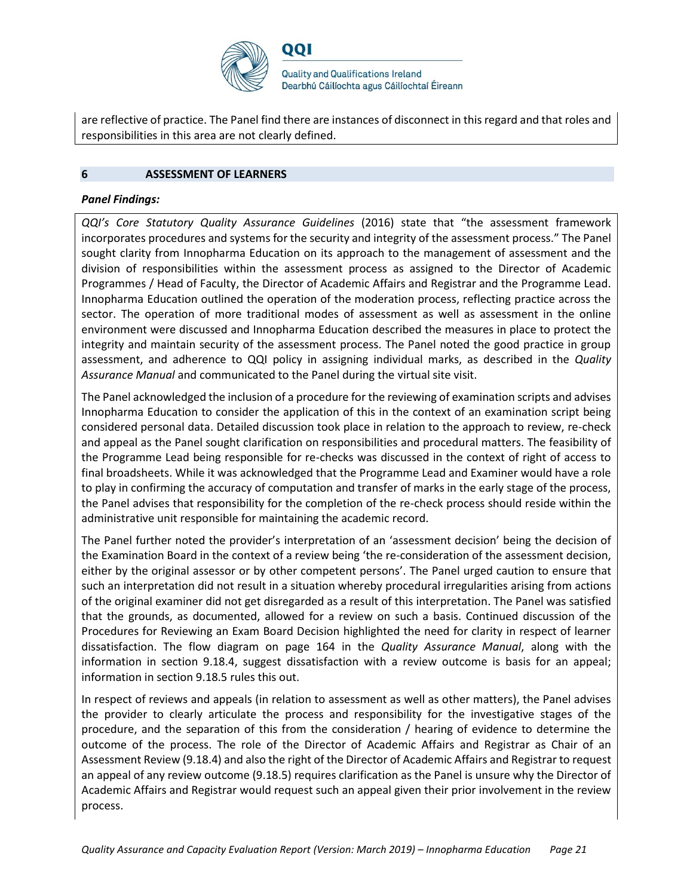are reflective of practice. The Panel find there are instances of disconnect in this regard and that roles and responsibilities in this area are not clearly defined.

## 6 ASSESSMENT OF LEARNERS

***Panel Findings:***

*QQI's Core Statutory Quality Assurance Guidelines* (2016) state that "the assessment framework incorporates procedures and systems for the security and integrity of the assessment process." The Panel sought clarity from Innopharma Education on its approach to the management of assessment and the division of responsibilities within the assessment process as assigned to the Director of Academic Programmes / Head of Faculty, the Director of Academic Affairs and Registrar and the Programme Lead. Innopharma Education outlined the operation of the moderation process, reflecting practice across the sector. The operation of more traditional modes of assessment as well as assessment in the online environment were discussed and Innopharma Education described the measures in place to protect the integrity and maintain security of the assessment process. The Panel noted the good practice in group assessment, and adherence to QQI policy in assigning individual marks, as described in the *Quality Assurance Manual* and communicated to the Panel during the virtual site visit.

The Panel acknowledged the inclusion of a procedure for the reviewing of examination scripts and advises Innopharma Education to consider the application of this in the context of an examination script being considered personal data. Detailed discussion took place in relation to the approach to review, re-check and appeal as the Panel sought clarification on responsibilities and procedural matters. The feasibility of the Programme Lead being responsible for re-checks was discussed in the context of right of access to final broadsheets. While it was acknowledged that the Programme Lead and Examiner would have a role to play in confirming the accuracy of computation and transfer of marks in the early stage of the process, the Panel advises that responsibility for the completion of the re-check process should reside within the administrative unit responsible for maintaining the academic record.

The Panel further noted the provider's interpretation of an 'assessment decision' being the decision of the Examination Board in the context of a review being 'the re-consideration of the assessment decision, either by the original assessor or by other competent persons'. The Panel urged caution to ensure that such an interpretation did not result in a situation whereby procedural irregularities arising from actions of the original examiner did not get disregarded as a result of this interpretation. The Panel was satisfied that the grounds, as documented, allowed for a review on such a basis. Continued discussion of the Procedures for Reviewing an Exam Board Decision highlighted the need for clarity in respect of learner dissatisfaction. The flow diagram on page 164 in the *Quality Assurance Manual*, along with the information in section 9.18.4, suggest dissatisfaction with a review outcome is basis for an appeal; information in section 9.18.5 rules this out.

In respect of reviews and appeals (in relation to assessment as well as other matters), the Panel advises the provider to clearly articulate the process and responsibility for the investigative stages of the procedure, and the separation of this from the consideration / hearing of evidence to determine the outcome of the process. The role of the Director of Academic Affairs and Registrar as Chair of an Assessment Review (9.18.4) and also the right of the Director of Academic Affairs and Registrar to request an appeal of any review outcome (9.18.5) requires clarification as the Panel is unsure why the Director of Academic Affairs and Registrar would request such an appeal given their prior involvement in the review process.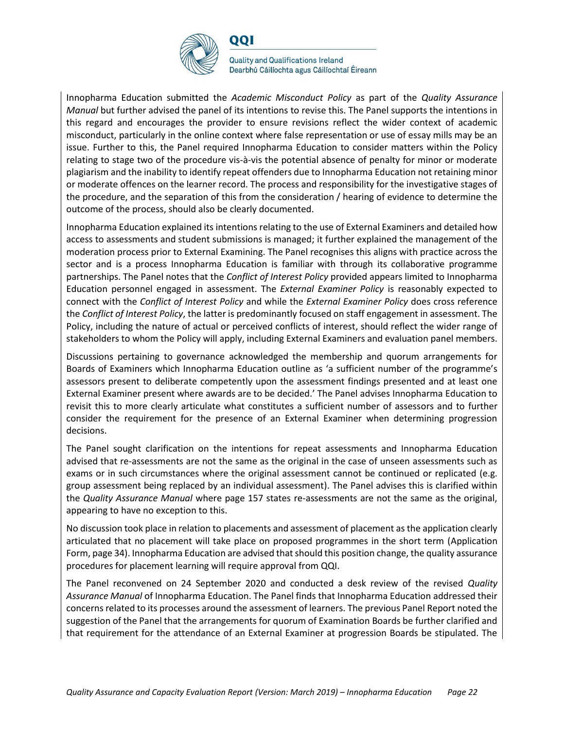Innopharma Education submitted the *Academic Misconduct Policy* as part of the *Quality Assurance Manual* but further advised the panel of its intentions to revise this. The Panel supports the intentions in this regard and encourages the provider to ensure revisions reflect the wider context of academic misconduct, particularly in the online context where false representation or use of essay mills may be an issue. Further to this, the Panel required Innopharma Education to consider matters within the Policy relating to stage two of the procedure vis-à-vis the potential absence of penalty for minor or moderate plagiarism and the inability to identify repeat offenders due to Innopharma Education not retaining minor or moderate offences on the learner record. The process and responsibility for the investigative stages of the procedure, and the separation of this from the consideration / hearing of evidence to determine the outcome of the process, should also be clearly documented.

Innopharma Education explained its intentions relating to the use of External Examiners and detailed how access to assessments and student submissions is managed; it further explained the management of the moderation process prior to External Examining. The Panel recognises this aligns with practice across the sector and is a process Innopharma Education is familiar with through its collaborative programme partnerships. The Panel notes that the *Conflict of Interest Policy* provided appears limited to Innopharma Education personnel engaged in assessment. The *External Examiner Policy* is reasonably expected to connect with the *Conflict of Interest Policy* and while the *External Examiner Policy* does cross reference the *Conflict of Interest Policy*, the latter is predominantly focused on staff engagement in assessment. The Policy, including the nature of actual or perceived conflicts of interest, should reflect the wider range of stakeholders to whom the Policy will apply, including External Examiners and evaluation panel members.

Discussions pertaining to governance acknowledged the membership and quorum arrangements for Boards of Examiners which Innopharma Education outline as 'a sufficient number of the programme's assessors present to deliberate competently upon the assessment findings presented and at least one External Examiner present where awards are to be decided.' The Panel advises Innopharma Education to revisit this to more clearly articulate what constitutes a sufficient number of assessors and to further consider the requirement for the presence of an External Examiner when determining progression decisions.

The Panel sought clarification on the intentions for repeat assessments and Innopharma Education advised that re-assessments are not the same as the original in the case of unseen assessments such as exams or in such circumstances where the original assessment cannot be continued or replicated (e.g. group assessment being replaced by an individual assessment). The Panel advises this is clarified within the *Quality Assurance Manual* where page 157 states re-assessments are not the same as the original, appearing to have no exception to this.

No discussion took place in relation to placements and assessment of placement as the application clearly articulated that no placement will take place on proposed programmes in the short term (Application Form, page 34). Innopharma Education are advised that should this position change, the quality assurance procedures for placement learning will require approval from QQI.

The Panel reconvened on 24 September 2020 and conducted a desk review of the revised *Quality Assurance Manual* of Innopharma Education. The Panel finds that Innopharma Education addressed their concerns related to its processes around the assessment of learners. The previous Panel Report noted the suggestion of the Panel that the arrangements for quorum of Examination Boards be further clarified and that requirement for the attendance of an External Examiner at progression Boards be stipulated. The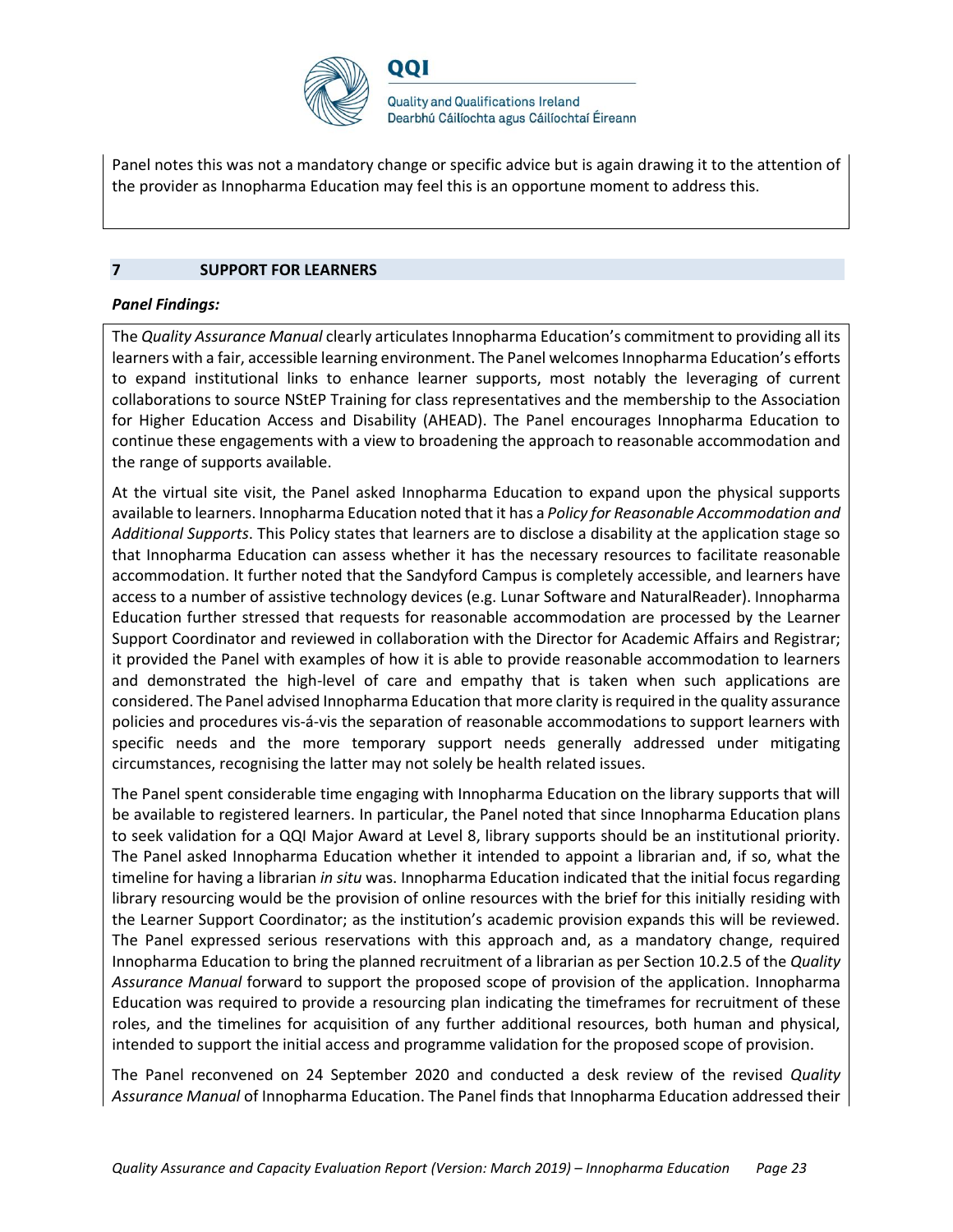Panel notes this was not a mandatory change or specific advice but is again drawing it to the attention of the provider as Innopharma Education may feel this is an opportune moment to address this.

## 7 SUPPORT FOR LEARNERS

***Panel Findings:***

The *Quality Assurance Manual* clearly articulates Innopharma Education's commitment to providing all its learners with a fair, accessible learning environment. The Panel welcomes Innopharma Education's efforts to expand institutional links to enhance learner supports, most notably the leveraging of current collaborations to source NStEP Training for class representatives and the membership to the Association for Higher Education Access and Disability (AHEAD). The Panel encourages Innopharma Education to continue these engagements with a view to broadening the approach to reasonable accommodation and the range of supports available.

At the virtual site visit, the Panel asked Innopharma Education to expand upon the physical supports available to learners. Innopharma Education noted that it has a *Policy for Reasonable Accommodation and Additional Supports*. This Policy states that learners are to disclose a disability at the application stage so that Innopharma Education can assess whether it has the necessary resources to facilitate reasonable accommodation. It further noted that the Sandyford Campus is completely accessible, and learners have access to a number of assistive technology devices (e.g. Lunar Software and NaturalReader). Innopharma Education further stressed that requests for reasonable accommodation are processed by the Learner Support Coordinator and reviewed in collaboration with the Director for Academic Affairs and Registrar; it provided the Panel with examples of how it is able to provide reasonable accommodation to learners and demonstrated the high-level of care and empathy that is taken when such applications are considered. The Panel advised Innopharma Education that more clarity is required in the quality assurance policies and procedures vis-á-vis the separation of reasonable accommodations to support learners with specific needs and the more temporary support needs generally addressed under mitigating circumstances, recognising the latter may not solely be health related issues.

The Panel spent considerable time engaging with Innopharma Education on the library supports that will be available to registered learners. In particular, the Panel noted that since Innopharma Education plans to seek validation for a QQI Major Award at Level 8, library supports should be an institutional priority. The Panel asked Innopharma Education whether it intended to appoint a librarian and, if so, what the timeline for having a librarian *in situ* was. Innopharma Education indicated that the initial focus regarding library resourcing would be the provision of online resources with the brief for this initially residing with the Learner Support Coordinator; as the institution's academic provision expands this will be reviewed. The Panel expressed serious reservations with this approach and, as a mandatory change, required Innopharma Education to bring the planned recruitment of a librarian as per Section 10.2.5 of the *Quality Assurance Manual* forward to support the proposed scope of provision of the application. Innopharma Education was required to provide a resourcing plan indicating the timeframes for recruitment of these roles, and the timelines for acquisition of any further additional resources, both human and physical, intended to support the initial access and programme validation for the proposed scope of provision.

The Panel reconvened on 24 September 2020 and conducted a desk review of the revised *Quality Assurance Manual* of Innopharma Education. The Panel finds that Innopharma Education addressed their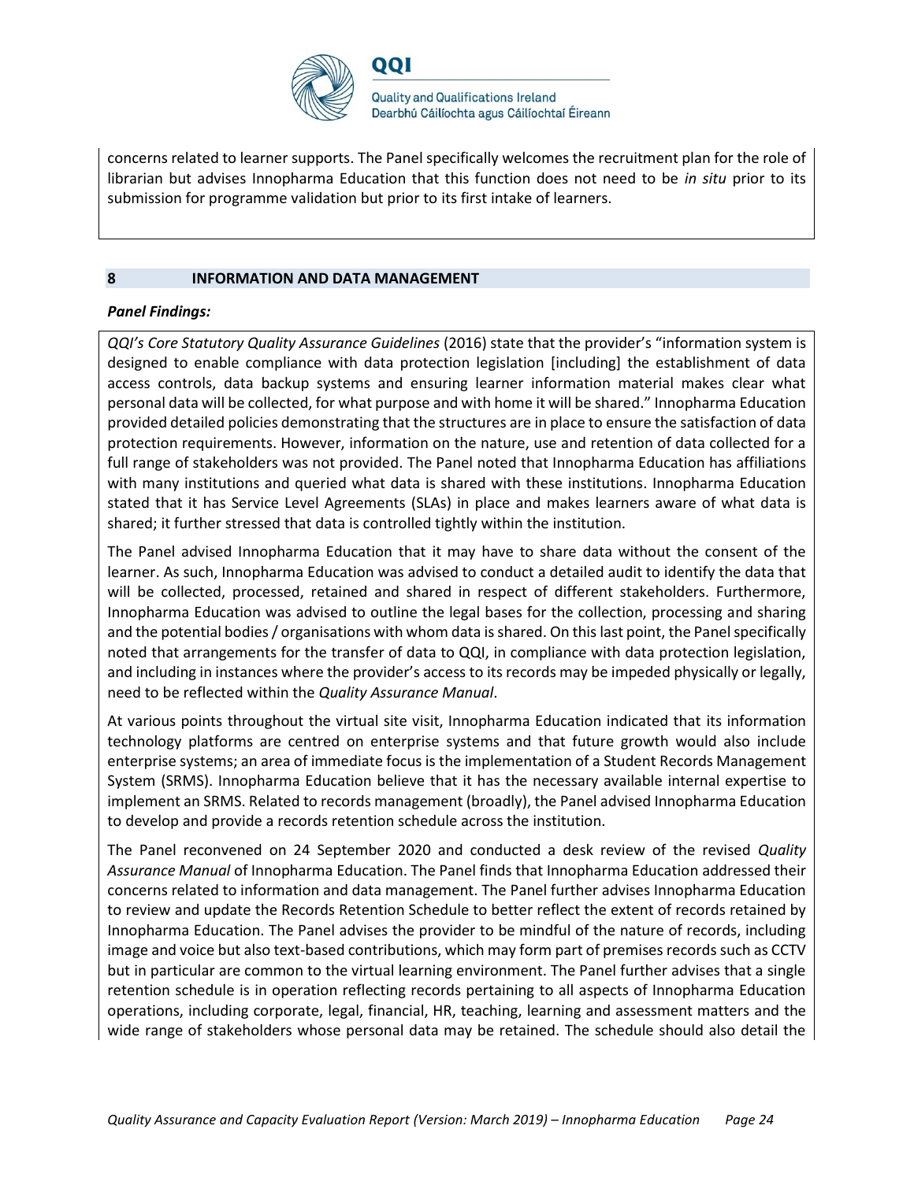concerns related to learner supports. The Panel specifically welcomes the recruitment plan for the role of librarian but advises Innopharma Education that this function does not need to be *in situ* prior to its submission for programme validation but prior to its first intake of learners.

## 8 INFORMATION AND DATA MANAGEMENT

***Panel Findings:***

*QQI's Core Statutory Quality Assurance Guidelines* (2016) state that the provider's "information system is designed to enable compliance with data protection legislation [including] the establishment of data access controls, data backup systems and ensuring learner information material makes clear what personal data will be collected, for what purpose and with home it will be shared." Innopharma Education provided detailed policies demonstrating that the structures are in place to ensure the satisfaction of data protection requirements. However, information on the nature, use and retention of data collected for a full range of stakeholders was not provided. The Panel noted that Innopharma Education has affiliations with many institutions and queried what data is shared with these institutions. Innopharma Education stated that it has Service Level Agreements (SLAs) in place and makes learners aware of what data is shared; it further stressed that data is controlled tightly within the institution.

The Panel advised Innopharma Education that it may have to share data without the consent of the learner. As such, Innopharma Education was advised to conduct a detailed audit to identify the data that will be collected, processed, retained and shared in respect of different stakeholders. Furthermore, Innopharma Education was advised to outline the legal bases for the collection, processing and sharing and the potential bodies / organisations with whom data is shared. On this last point, the Panel specifically noted that arrangements for the transfer of data to QQI, in compliance with data protection legislation, and including in instances where the provider's access to its records may be impeded physically or legally, need to be reflected within the *Quality Assurance Manual*.

At various points throughout the virtual site visit, Innopharma Education indicated that its information technology platforms are centred on enterprise systems and that future growth would also include enterprise systems; an area of immediate focus is the implementation of a Student Records Management System (SRMS). Innopharma Education believe that it has the necessary available internal expertise to implement an SRMS. Related to records management (broadly), the Panel advised Innopharma Education to develop and provide a records retention schedule across the institution.

The Panel reconvened on 24 September 2020 and conducted a desk review of the revised *Quality Assurance Manual* of Innopharma Education. The Panel finds that Innopharma Education addressed their concerns related to information and data management. The Panel further advises Innopharma Education to review and update the Records Retention Schedule to better reflect the extent of records retained by Innopharma Education. The Panel advises the provider to be mindful of the nature of records, including image and voice but also text-based contributions, which may form part of premises records such as CCTV but in particular are common to the virtual learning environment. The Panel further advises that a single retention schedule is in operation reflecting records pertaining to all aspects of Innopharma Education operations, including corporate, legal, financial, HR, teaching, learning and assessment matters and the wide range of stakeholders whose personal data may be retained. The schedule should also detail the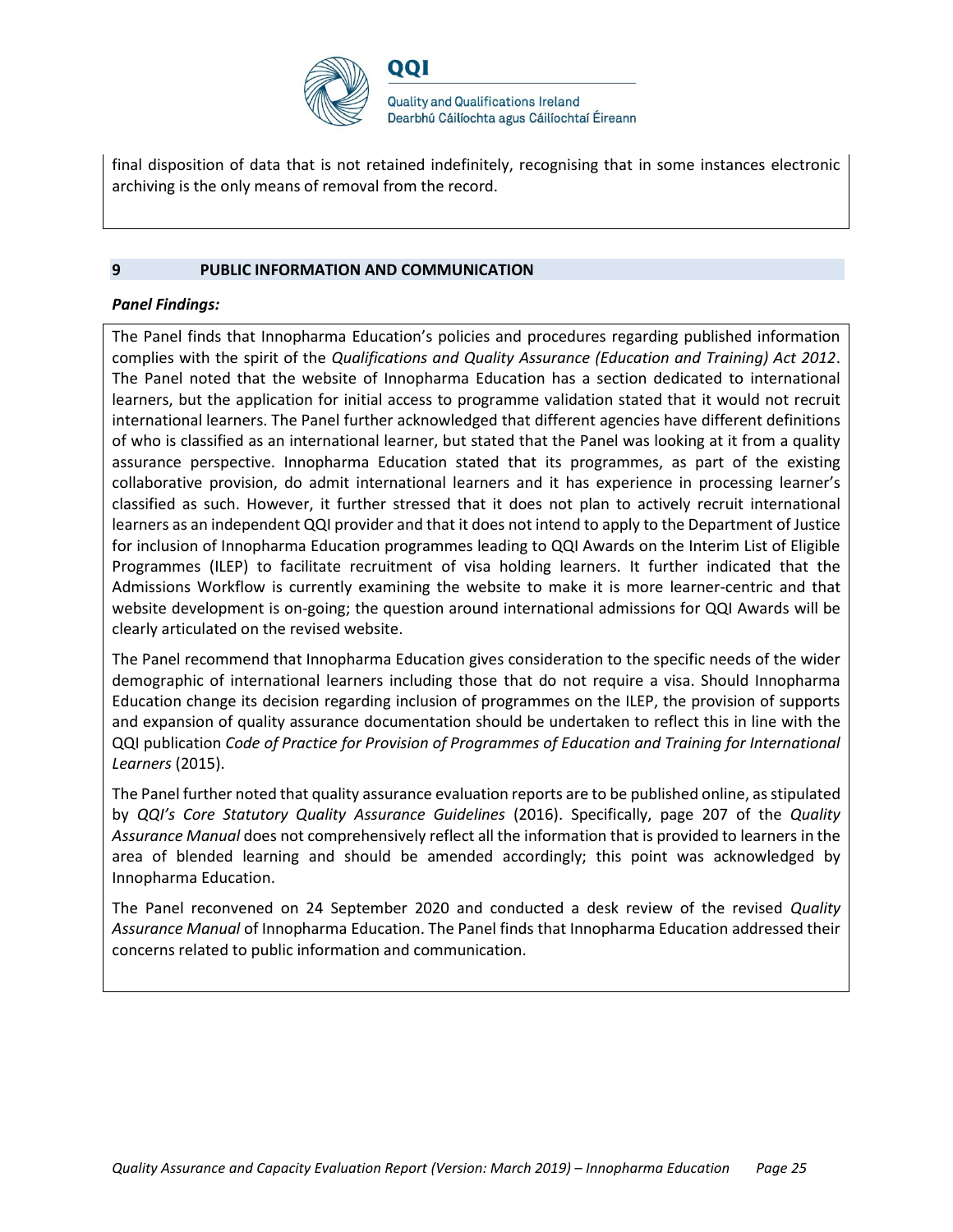final disposition of data that is not retained indefinitely, recognising that in some instances electronic archiving is the only means of removal from the record.

## 9 PUBLIC INFORMATION AND COMMUNICATION

***Panel Findings:***

The Panel finds that Innopharma Education's policies and procedures regarding published information complies with the spirit of the *Qualifications and Quality Assurance (Education and Training) Act 2012*. The Panel noted that the website of Innopharma Education has a section dedicated to international learners, but the application for initial access to programme validation stated that it would not recruit international learners. The Panel further acknowledged that different agencies have different definitions of who is classified as an international learner, but stated that the Panel was looking at it from a quality assurance perspective. Innopharma Education stated that its programmes, as part of the existing collaborative provision, do admit international learners and it has experience in processing learner's classified as such. However, it further stressed that it does not plan to actively recruit international learners as an independent QQI provider and that it does not intend to apply to the Department of Justice for inclusion of Innopharma Education programmes leading to QQI Awards on the Interim List of Eligible Programmes (ILEP) to facilitate recruitment of visa holding learners. It further indicated that the Admissions Workflow is currently examining the website to make it is more learner-centric and that website development is on-going; the question around international admissions for QQI Awards will be clearly articulated on the revised website.

The Panel recommend that Innopharma Education gives consideration to the specific needs of the wider demographic of international learners including those that do not require a visa. Should Innopharma Education change its decision regarding inclusion of programmes on the ILEP, the provision of supports and expansion of quality assurance documentation should be undertaken to reflect this in line with the QQI publication *Code of Practice for Provision of Programmes of Education and Training for International Learners* (2015).

The Panel further noted that quality assurance evaluation reports are to be published online, as stipulated by *QQI's Core Statutory Quality Assurance Guidelines* (2016). Specifically, page 207 of the *Quality Assurance Manual* does not comprehensively reflect all the information that is provided to learners in the area of blended learning and should be amended accordingly; this point was acknowledged by Innopharma Education.

The Panel reconvened on 24 September 2020 and conducted a desk review of the revised *Quality Assurance Manual* of Innopharma Education. The Panel finds that Innopharma Education addressed their concerns related to public information and communication.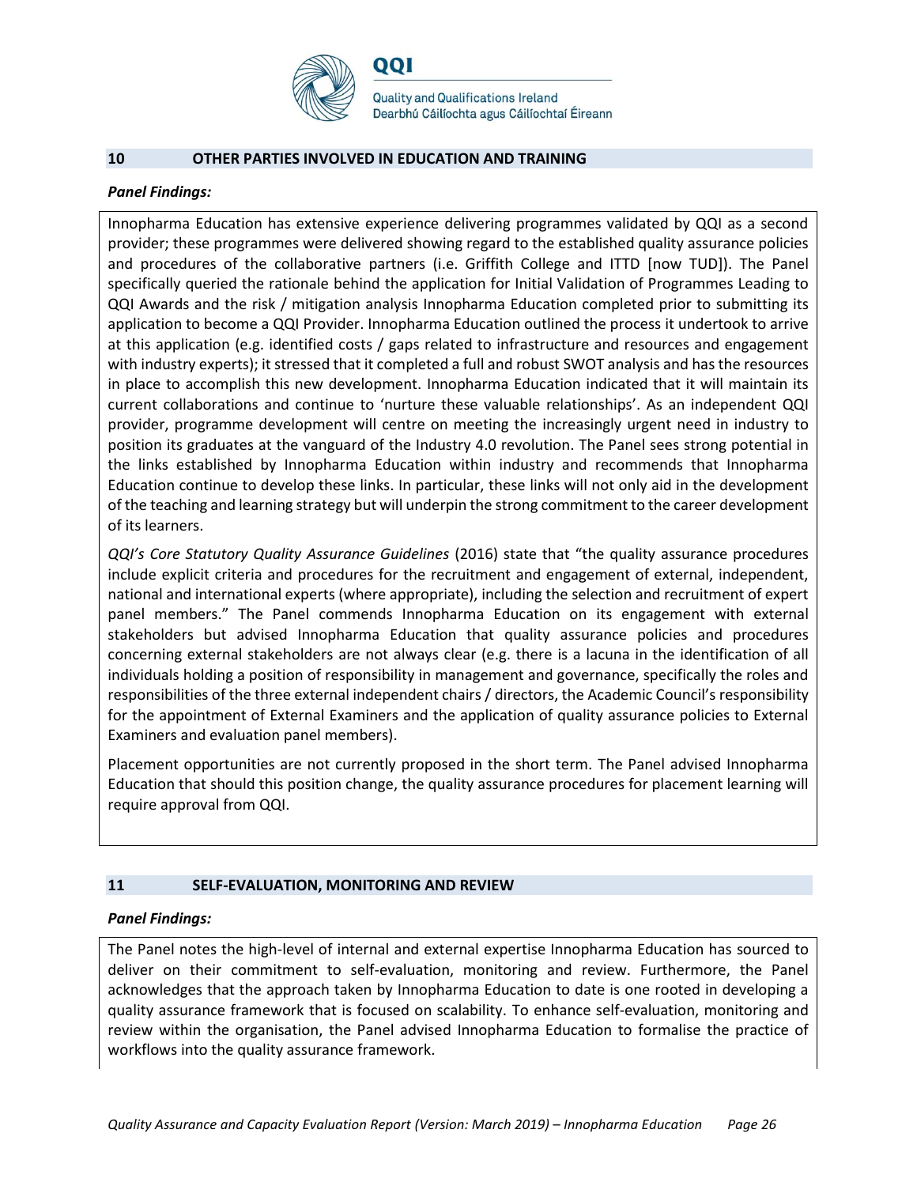## 10 OTHER PARTIES INVOLVED IN EDUCATION AND TRAINING

***Panel Findings:***

Innopharma Education has extensive experience delivering programmes validated by QQI as a second provider; these programmes were delivered showing regard to the established quality assurance policies and procedures of the collaborative partners (i.e. Griffith College and ITTD [now TUD]). The Panel specifically queried the rationale behind the application for Initial Validation of Programmes Leading to QQI Awards and the risk / mitigation analysis Innopharma Education completed prior to submitting its application to become a QQI Provider. Innopharma Education outlined the process it undertook to arrive at this application (e.g. identified costs / gaps related to infrastructure and resources and engagement with industry experts); it stressed that it completed a full and robust SWOT analysis and has the resources in place to accomplish this new development. Innopharma Education indicated that it will maintain its current collaborations and continue to 'nurture these valuable relationships'. As an independent QQI provider, programme development will centre on meeting the increasingly urgent need in industry to position its graduates at the vanguard of the Industry 4.0 revolution. The Panel sees strong potential in the links established by Innopharma Education within industry and recommends that Innopharma Education continue to develop these links. In particular, these links will not only aid in the development of the teaching and learning strategy but will underpin the strong commitment to the career development of its learners.

*QQI's Core Statutory Quality Assurance Guidelines* (2016) state that "the quality assurance procedures include explicit criteria and procedures for the recruitment and engagement of external, independent, national and international experts (where appropriate), including the selection and recruitment of expert panel members." The Panel commends Innopharma Education on its engagement with external stakeholders but advised Innopharma Education that quality assurance policies and procedures concerning external stakeholders are not always clear (e.g. there is a lacuna in the identification of all individuals holding a position of responsibility in management and governance, specifically the roles and responsibilities of the three external independent chairs / directors, the Academic Council's responsibility for the appointment of External Examiners and the application of quality assurance policies to External Examiners and evaluation panel members).

Placement opportunities are not currently proposed in the short term. The Panel advised Innopharma Education that should this position change, the quality assurance procedures for placement learning will require approval from QQI.

## 11 SELF-EVALUATION, MONITORING AND REVIEW

***Panel Findings:***

The Panel notes the high-level of internal and external expertise Innopharma Education has sourced to deliver on their commitment to self-evaluation, monitoring and review. Furthermore, the Panel acknowledges that the approach taken by Innopharma Education to date is one rooted in developing a quality assurance framework that is focused on scalability. To enhance self-evaluation, monitoring and review within the organisation, the Panel advised Innopharma Education to formalise the practice of workflows into the quality assurance framework.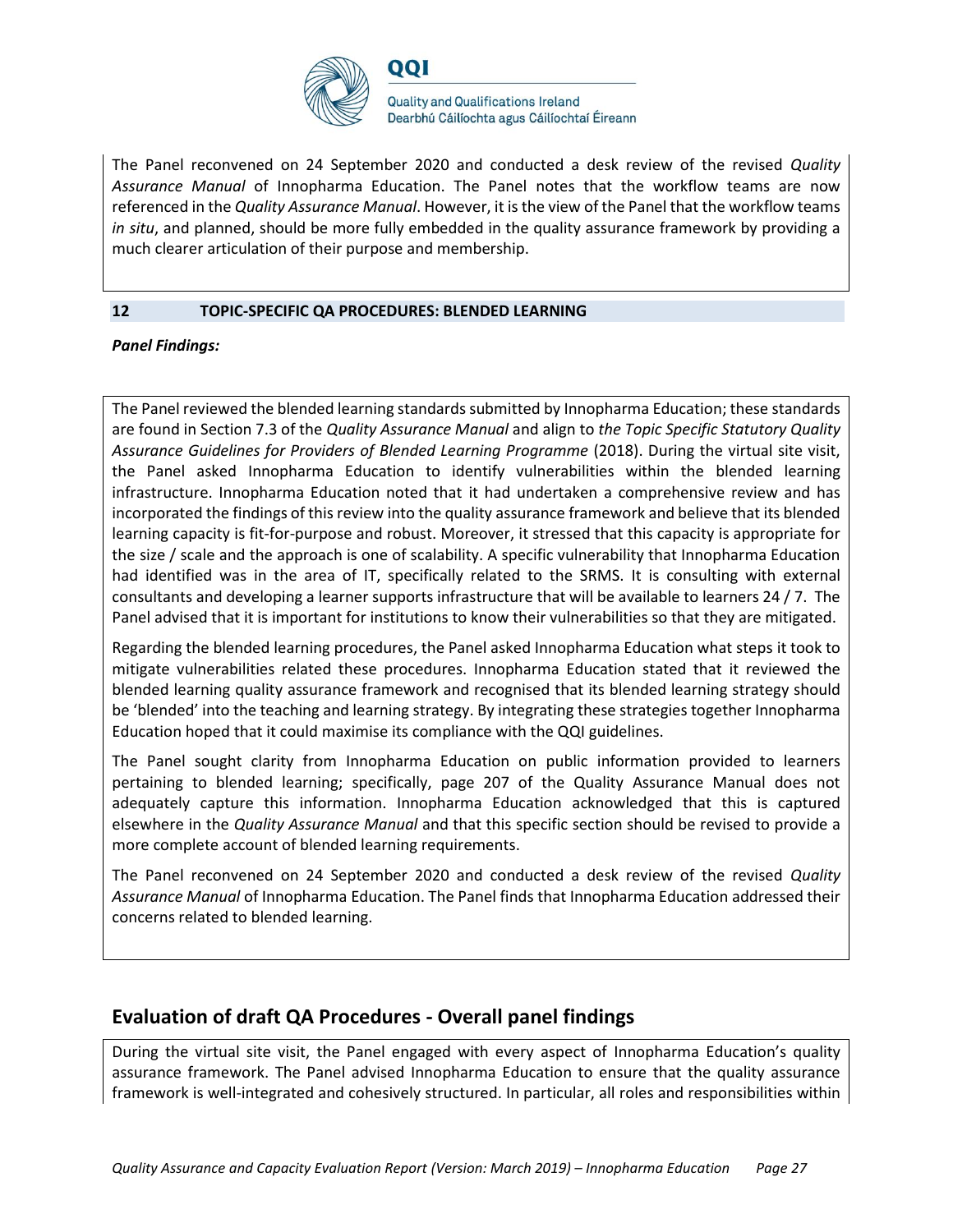The Panel reconvened on 24 September 2020 and conducted a desk review of the revised *Quality Assurance Manual* of Innopharma Education. The Panel notes that the workflow teams are now referenced in the *Quality Assurance Manual*. However, it is the view of the Panel that the workflow teams *in situ*, and planned, should be more fully embedded in the quality assurance framework by providing a much clearer articulation of their purpose and membership.

### 12 TOPIC-SPECIFIC QA PROCEDURES: BLENDED LEARNING

***Panel Findings:***

The Panel reviewed the blended learning standards submitted by Innopharma Education; these standards are found in Section 7.3 of the *Quality Assurance Manual* and align to *the Topic Specific Statutory Quality Assurance Guidelines for Providers of Blended Learning Programme* (2018). During the virtual site visit, the Panel asked Innopharma Education to identify vulnerabilities within the blended learning infrastructure. Innopharma Education noted that it had undertaken a comprehensive review and has incorporated the findings of this review into the quality assurance framework and believe that its blended learning capacity is fit-for-purpose and robust. Moreover, it stressed that this capacity is appropriate for the size / scale and the approach is one of scalability. A specific vulnerability that Innopharma Education had identified was in the area of IT, specifically related to the SRMS. It is consulting with external consultants and developing a learner supports infrastructure that will be available to learners 24 / 7. The Panel advised that it is important for institutions to know their vulnerabilities so that they are mitigated.

Regarding the blended learning procedures, the Panel asked Innopharma Education what steps it took to mitigate vulnerabilities related these procedures. Innopharma Education stated that it reviewed the blended learning quality assurance framework and recognised that its blended learning strategy should be 'blended' into the teaching and learning strategy. By integrating these strategies together Innopharma Education hoped that it could maximise its compliance with the QQI guidelines.

The Panel sought clarity from Innopharma Education on public information provided to learners pertaining to blended learning; specifically, page 207 of the Quality Assurance Manual does not adequately capture this information. Innopharma Education acknowledged that this is captured elsewhere in the *Quality Assurance Manual* and that this specific section should be revised to provide a more complete account of blended learning requirements.

The Panel reconvened on 24 September 2020 and conducted a desk review of the revised *Quality Assurance Manual* of Innopharma Education. The Panel finds that Innopharma Education addressed their concerns related to blended learning.

## Evaluation of draft QA Procedures - Overall panel findings

During the virtual site visit, the Panel engaged with every aspect of Innopharma Education's quality assurance framework. The Panel advised Innopharma Education to ensure that the quality assurance framework is well-integrated and cohesively structured. In particular, all roles and responsibilities within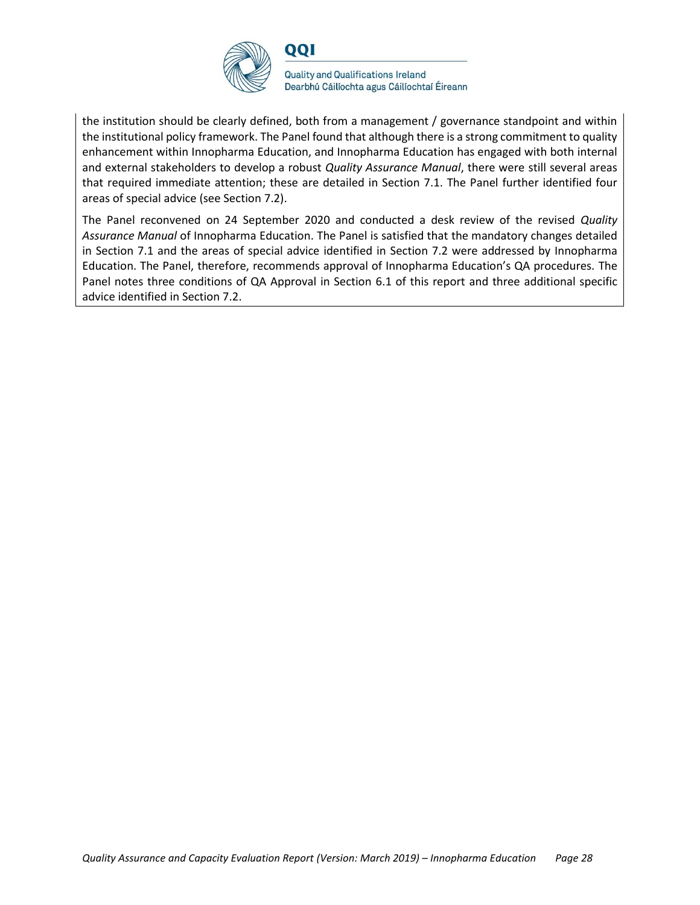the institution should be clearly defined, both from a management / governance standpoint and within the institutional policy framework. The Panel found that although there is a strong commitment to quality enhancement within Innopharma Education, and Innopharma Education has engaged with both internal and external stakeholders to develop a robust *Quality Assurance Manual*, there were still several areas that required immediate attention; these are detailed in Section 7.1. The Panel further identified four areas of special advice (see Section 7.2).

The Panel reconvened on 24 September 2020 and conducted a desk review of the revised *Quality Assurance Manual* of Innopharma Education. The Panel is satisfied that the mandatory changes detailed in Section 7.1 and the areas of special advice identified in Section 7.2 were addressed by Innopharma Education. The Panel, therefore, recommends approval of Innopharma Education's QA procedures. The Panel notes three conditions of QA Approval in Section 6.1 of this report and three additional specific advice identified in Section 7.2.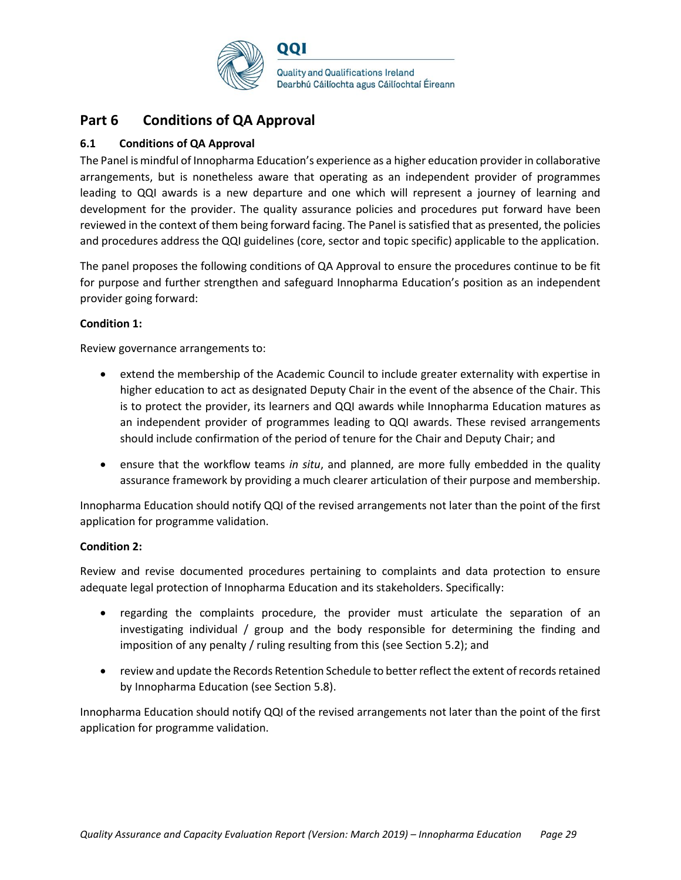# Part 6 Conditions of QA Approval

## 6.1 Conditions of QA Approval

The Panel is mindful of Innopharma Education's experience as a higher education provider in collaborative arrangements, but is nonetheless aware that operating as an independent provider of programmes leading to QQI awards is a new departure and one which will represent a journey of learning and development for the provider. The quality assurance policies and procedures put forward have been reviewed in the context of them being forward facing. The Panel is satisfied that as presented, the policies and procedures address the QQI guidelines (core, sector and topic specific) applicable to the application.

The panel proposes the following conditions of QA Approval to ensure the procedures continue to be fit for purpose and further strengthen and safeguard Innopharma Education's position as an independent provider going forward:

**Condition 1:**

Review governance arrangements to:

- extend the membership of the Academic Council to include greater externality with expertise in higher education to act as designated Deputy Chair in the event of the absence of the Chair. This is to protect the provider, its learners and QQI awards while Innopharma Education matures as an independent provider of programmes leading to QQI awards. These revised arrangements should include confirmation of the period of tenure for the Chair and Deputy Chair; and
- ensure that the workflow teams *in situ*, and planned, are more fully embedded in the quality assurance framework by providing a much clearer articulation of their purpose and membership.

Innopharma Education should notify QQI of the revised arrangements not later than the point of the first application for programme validation.

**Condition 2:**

Review and revise documented procedures pertaining to complaints and data protection to ensure adequate legal protection of Innopharma Education and its stakeholders. Specifically:

- regarding the complaints procedure, the provider must articulate the separation of an investigating individual / group and the body responsible for determining the finding and imposition of any penalty / ruling resulting from this (see Section 5.2); and
- review and update the Records Retention Schedule to better reflect the extent of records retained by Innopharma Education (see Section 5.8).

Innopharma Education should notify QQI of the revised arrangements not later than the point of the first application for programme validation.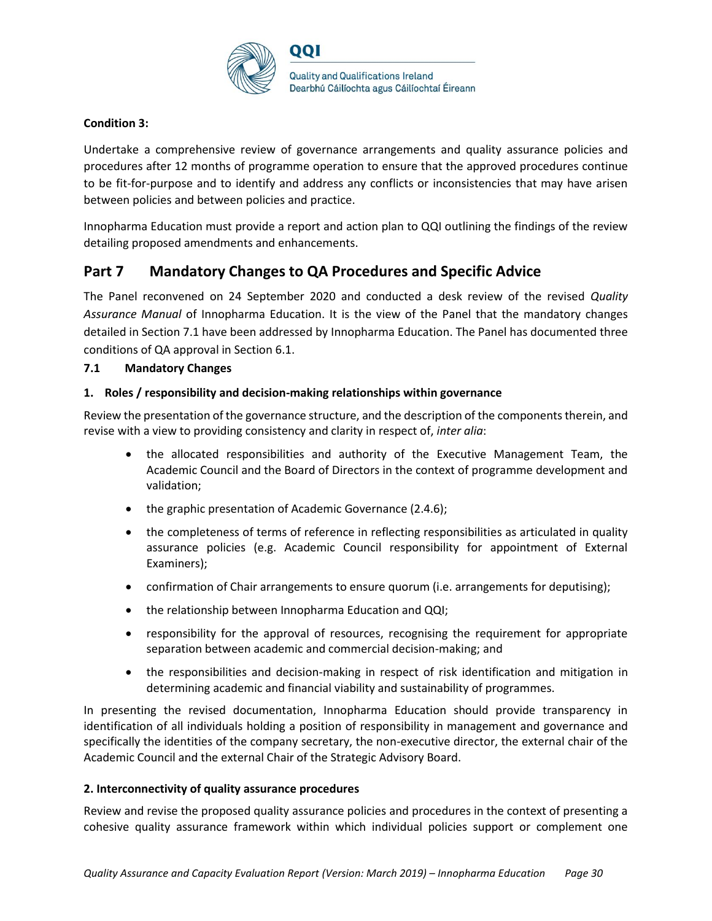**Condition 3:**

Undertake a comprehensive review of governance arrangements and quality assurance policies and procedures after 12 months of programme operation to ensure that the approved procedures continue to be fit-for-purpose and to identify and address any conflicts or inconsistencies that may have arisen between policies and between policies and practice.

Innopharma Education must provide a report and action plan to QQI outlining the findings of the review detailing proposed amendments and enhancements.

# Part 7 Mandatory Changes to QA Procedures and Specific Advice

The Panel reconvened on 24 September 2020 and conducted a desk review of the revised *Quality Assurance Manual* of Innopharma Education. It is the view of the Panel that the mandatory changes detailed in Section 7.1 have been addressed by Innopharma Education. The Panel has documented three conditions of QA approval in Section 6.1.

## 7.1 Mandatory Changes

**1. Roles / responsibility and decision-making relationships within governance**

Review the presentation of the governance structure, and the description of the components therein, and revise with a view to providing consistency and clarity in respect of, *inter alia*:

- the allocated responsibilities and authority of the Executive Management Team, the Academic Council and the Board of Directors in the context of programme development and validation;
- the graphic presentation of Academic Governance (2.4.6);
- the completeness of terms of reference in reflecting responsibilities as articulated in quality assurance policies (e.g. Academic Council responsibility for appointment of External Examiners);
- confirmation of Chair arrangements to ensure quorum (i.e. arrangements for deputising);
- the relationship between Innopharma Education and QQI;
- responsibility for the approval of resources, recognising the requirement for appropriate separation between academic and commercial decision-making; and
- the responsibilities and decision-making in respect of risk identification and mitigation in determining academic and financial viability and sustainability of programmes.

In presenting the revised documentation, Innopharma Education should provide transparency in identification of all individuals holding a position of responsibility in management and governance and specifically the identities of the company secretary, the non-executive director, the external chair of the Academic Council and the external Chair of the Strategic Advisory Board.

**2. Interconnectivity of quality assurance procedures**

Review and revise the proposed quality assurance policies and procedures in the context of presenting a cohesive quality assurance framework within which individual policies support or complement one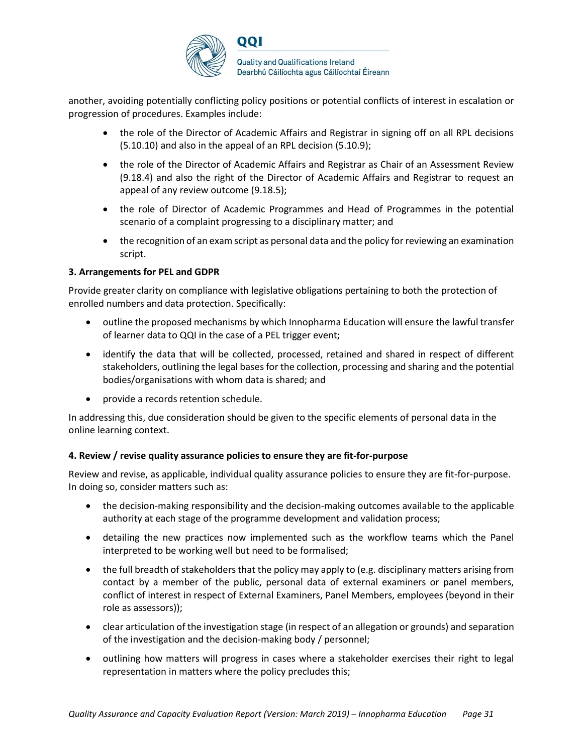another, avoiding potentially conflicting policy positions or potential conflicts of interest in escalation or progression of procedures. Examples include:

- the role of the Director of Academic Affairs and Registrar in signing off on all RPL decisions (5.10.10) and also in the appeal of an RPL decision (5.10.9);
- the role of the Director of Academic Affairs and Registrar as Chair of an Assessment Review (9.18.4) and also the right of the Director of Academic Affairs and Registrar to request an appeal of any review outcome (9.18.5);
- the role of Director of Academic Programmes and Head of Programmes in the potential scenario of a complaint progressing to a disciplinary matter; and
- the recognition of an exam script as personal data and the policy for reviewing an examination script.

**3. Arrangements for PEL and GDPR**

Provide greater clarity on compliance with legislative obligations pertaining to both the protection of enrolled numbers and data protection. Specifically:

- outline the proposed mechanisms by which Innopharma Education will ensure the lawful transfer of learner data to QQI in the case of a PEL trigger event;
- identify the data that will be collected, processed, retained and shared in respect of different stakeholders, outlining the legal bases for the collection, processing and sharing and the potential bodies/organisations with whom data is shared; and
- provide a records retention schedule.

In addressing this, due consideration should be given to the specific elements of personal data in the online learning context.

**4. Review / revise quality assurance policies to ensure they are fit-for-purpose**

Review and revise, as applicable, individual quality assurance policies to ensure they are fit-for-purpose. In doing so, consider matters such as:

- the decision-making responsibility and the decision-making outcomes available to the applicable authority at each stage of the programme development and validation process;
- detailing the new practices now implemented such as the workflow teams which the Panel interpreted to be working well but need to be formalised;
- the full breadth of stakeholders that the policy may apply to (e.g. disciplinary matters arising from contact by a member of the public, personal data of external examiners or panel members, conflict of interest in respect of External Examiners, Panel Members, employees (beyond in their role as assessors));
- clear articulation of the investigation stage (in respect of an allegation or grounds) and separation of the investigation and the decision-making body / personnel;
- outlining how matters will progress in cases where a stakeholder exercises their right to legal representation in matters where the policy precludes this;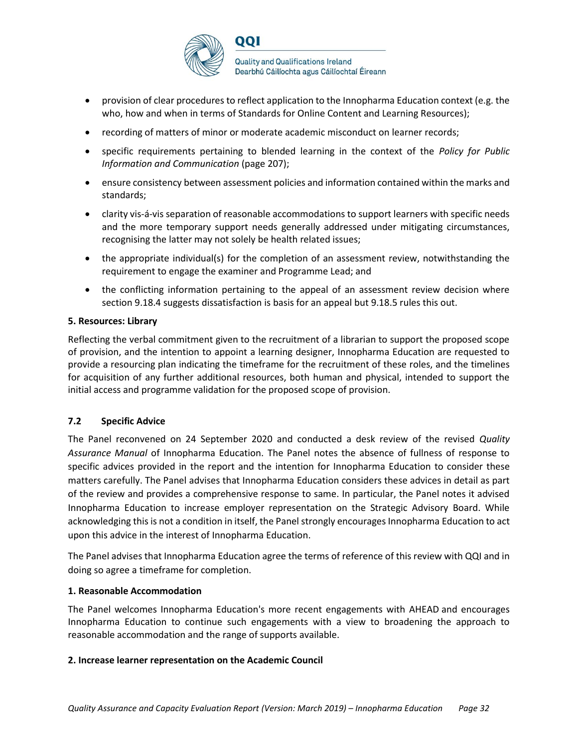- provision of clear procedures to reflect application to the Innopharma Education context (e.g. the who, how and when in terms of Standards for Online Content and Learning Resources);
- recording of matters of minor or moderate academic misconduct on learner records;
- specific requirements pertaining to blended learning in the context of the *Policy for Public Information and Communication* (page 207);
- ensure consistency between assessment policies and information contained within the marks and standards;
- clarity vis-á-vis separation of reasonable accommodations to support learners with specific needs and the more temporary support needs generally addressed under mitigating circumstances, recognising the latter may not solely be health related issues;
- the appropriate individual(s) for the completion of an assessment review, notwithstanding the requirement to engage the examiner and Programme Lead; and
- the conflicting information pertaining to the appeal of an assessment review decision where section 9.18.4 suggests dissatisfaction is basis for an appeal but 9.18.5 rules this out.

**5. Resources: Library**

Reflecting the verbal commitment given to the recruitment of a librarian to support the proposed scope of provision, and the intention to appoint a learning designer, Innopharma Education are requested to provide a resourcing plan indicating the timeframe for the recruitment of these roles, and the timelines for acquisition of any further additional resources, both human and physical, intended to support the initial access and programme validation for the proposed scope of provision.

### 7.2 Specific Advice

The Panel reconvened on 24 September 2020 and conducted a desk review of the revised *Quality Assurance Manual* of Innopharma Education. The Panel notes the absence of fullness of response to specific advices provided in the report and the intention for Innopharma Education to consider these matters carefully. The Panel advises that Innopharma Education considers these advices in detail as part of the review and provides a comprehensive response to same. In particular, the Panel notes it advised Innopharma Education to increase employer representation on the Strategic Advisory Board. While acknowledging this is not a condition in itself, the Panel strongly encourages Innopharma Education to act upon this advice in the interest of Innopharma Education.

The Panel advises that Innopharma Education agree the terms of reference of this review with QQI and in doing so agree a timeframe for completion.

**1. Reasonable Accommodation**

The Panel welcomes Innopharma Education's more recent engagements with AHEAD and encourages Innopharma Education to continue such engagements with a view to broadening the approach to reasonable accommodation and the range of supports available.

**2. Increase learner representation on the Academic Council**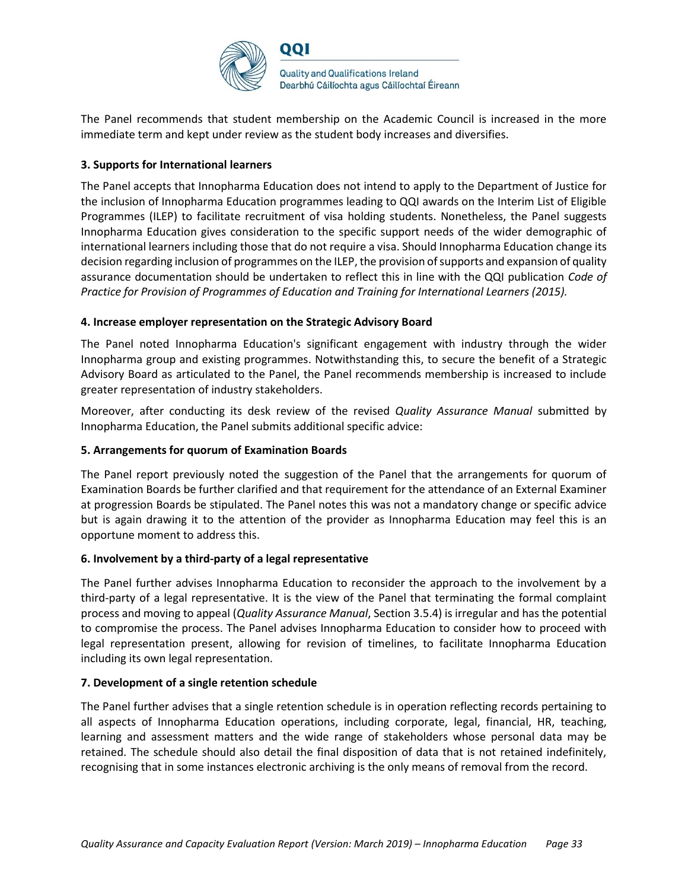The Panel recommends that student membership on the Academic Council is increased in the more immediate term and kept under review as the student body increases and diversifies.

**3. Supports for International learners**

The Panel accepts that Innopharma Education does not intend to apply to the Department of Justice for the inclusion of Innopharma Education programmes leading to QQI awards on the Interim List of Eligible Programmes (ILEP) to facilitate recruitment of visa holding students. Nonetheless, the Panel suggests Innopharma Education gives consideration to the specific support needs of the wider demographic of international learners including those that do not require a visa. Should Innopharma Education change its decision regarding inclusion of programmes on the ILEP, the provision of supports and expansion of quality assurance documentation should be undertaken to reflect this in line with the QQI publication *Code of Practice for Provision of Programmes of Education and Training for International Learners (2015).*

**4. Increase employer representation on the Strategic Advisory Board**

The Panel noted Innopharma Education's significant engagement with industry through the wider Innopharma group and existing programmes. Notwithstanding this, to secure the benefit of a Strategic Advisory Board as articulated to the Panel, the Panel recommends membership is increased to include greater representation of industry stakeholders.

Moreover, after conducting its desk review of the revised *Quality Assurance Manual* submitted by Innopharma Education, the Panel submits additional specific advice:

**5. Arrangements for quorum of Examination Boards**

The Panel report previously noted the suggestion of the Panel that the arrangements for quorum of Examination Boards be further clarified and that requirement for the attendance of an External Examiner at progression Boards be stipulated. The Panel notes this was not a mandatory change or specific advice but is again drawing it to the attention of the provider as Innopharma Education may feel this is an opportune moment to address this.

**6. Involvement by a third-party of a legal representative**

The Panel further advises Innopharma Education to reconsider the approach to the involvement by a third-party of a legal representative. It is the view of the Panel that terminating the formal complaint process and moving to appeal (*Quality Assurance Manual*, Section 3.5.4) is irregular and has the potential to compromise the process. The Panel advises Innopharma Education to consider how to proceed with legal representation present, allowing for revision of timelines, to facilitate Innopharma Education including its own legal representation.

**7. Development of a single retention schedule**

The Panel further advises that a single retention schedule is in operation reflecting records pertaining to all aspects of Innopharma Education operations, including corporate, legal, financial, HR, teaching, learning and assessment matters and the wide range of stakeholders whose personal data may be retained. The schedule should also detail the final disposition of data that is not retained indefinitely, recognising that in some instances electronic archiving is the only means of removal from the record.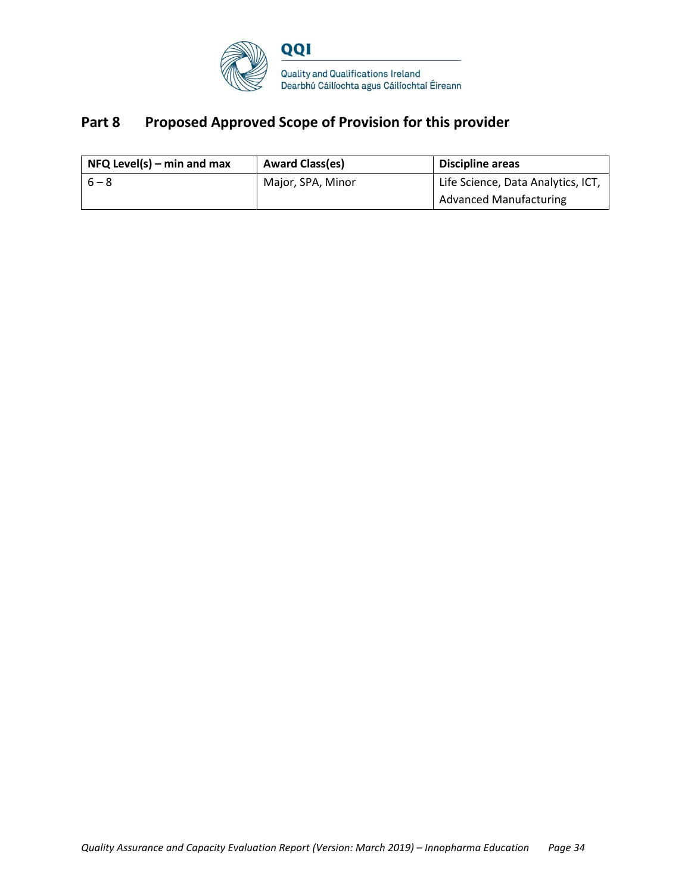## Part 8 Proposed Approved Scope of Provision for this provider

| NFQ Level(s) – min and max | Award Class(es) | Discipline areas |
| --- | --- | --- |
| 6 – 8 | Major, SPA, Minor | Life Science, Data Analytics, ICT, Advanced Manufacturing |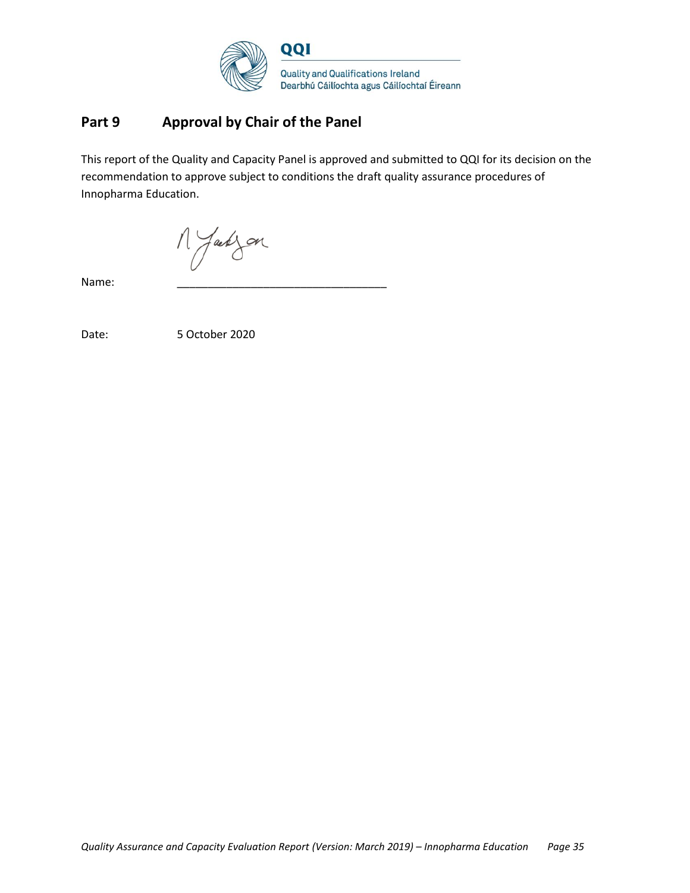## Part 9 Approval by Chair of the Panel

This report of the Quality and Capacity Panel is approved and submitted to QQI for its decision on the recommendation to approve subject to conditions the draft quality assurance procedures of Innopharma Education.

Name: ___________________________________

Date: 5 October 2020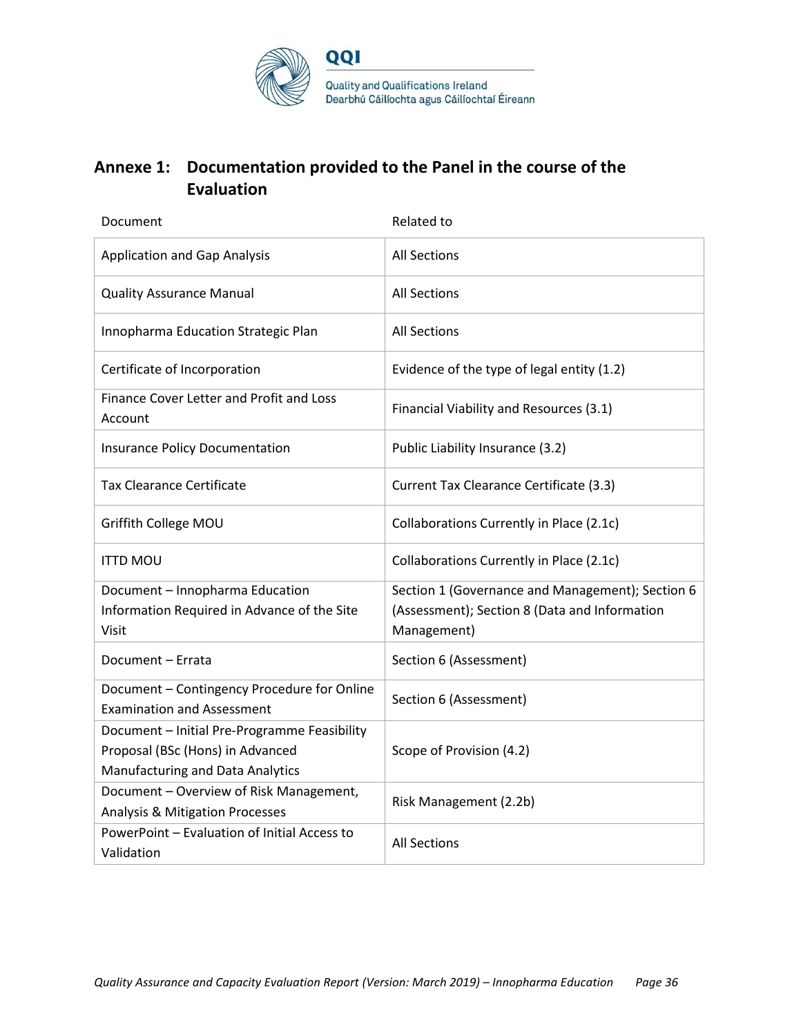## Annexe 1: Documentation provided to the Panel in the course of the Evaluation

| Document | Related to |
|---|---|
| Application and Gap Analysis | All Sections |
| Quality Assurance Manual | All Sections |
| Innopharma Education Strategic Plan | All Sections |
| Certificate of Incorporation | Evidence of the type of legal entity (1.2) |
| Finance Cover Letter and Profit and Loss Account | Financial Viability and Resources (3.1) |
| Insurance Policy Documentation | Public Liability Insurance (3.2) |
| Tax Clearance Certificate | Current Tax Clearance Certificate (3.3) |
| Griffith College MOU | Collaborations Currently in Place (2.1c) |
| ITTD MOU | Collaborations Currently in Place (2.1c) |
| Document – Innopharma Education Information Required in Advance of the Site Visit | Section 1 (Governance and Management); Section 6 (Assessment); Section 8 (Data and Information Management) |
| Document – Errata | Section 6 (Assessment) |
| Document – Contingency Procedure for Online Examination and Assessment | Section 6 (Assessment) |
| Document – Initial Pre-Programme Feasibility Proposal (BSc (Hons) in Advanced Manufacturing and Data Analytics | Scope of Provision (4.2) |
| Document – Overview of Risk Management, Analysis & Mitigation Processes | Risk Management (2.2b) |
| PowerPoint – Evaluation of Initial Access to Validation | All Sections |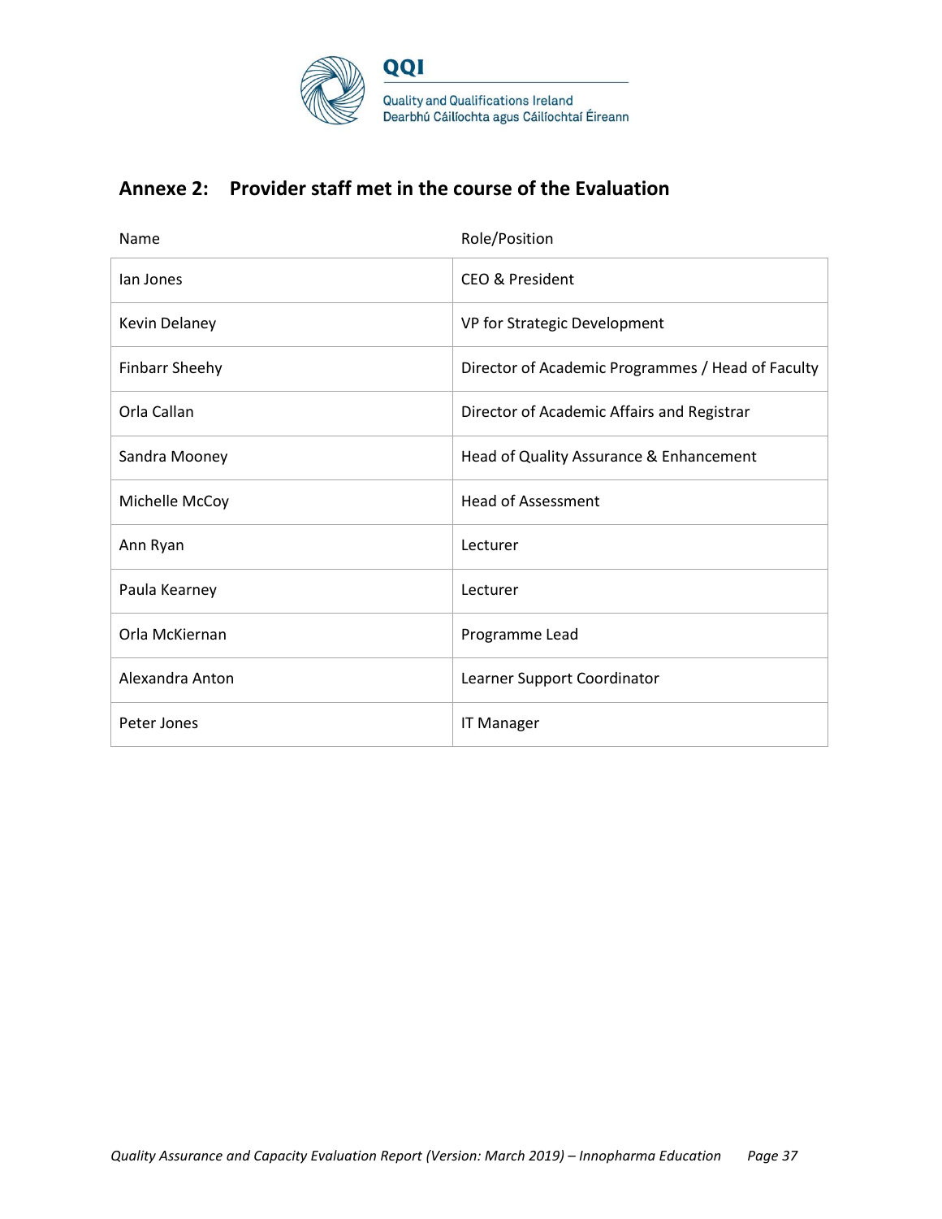## Annexe 2: Provider staff met in the course of the Evaluation

| Name | Role/Position |
|---|---|
| Ian Jones | CEO & President |
| Kevin Delaney | VP for Strategic Development |
| Finbarr Sheehy | Director of Academic Programmes / Head of Faculty |
| Orla Callan | Director of Academic Affairs and Registrar |
| Sandra Mooney | Head of Quality Assurance & Enhancement |
| Michelle McCoy | Head of Assessment |
| Ann Ryan | Lecturer |
| Paula Kearney | Lecturer |
| Orla McKiernan | Programme Lead |
| Alexandra Anton | Learner Support Coordinator |
| Peter Jones | IT Manager |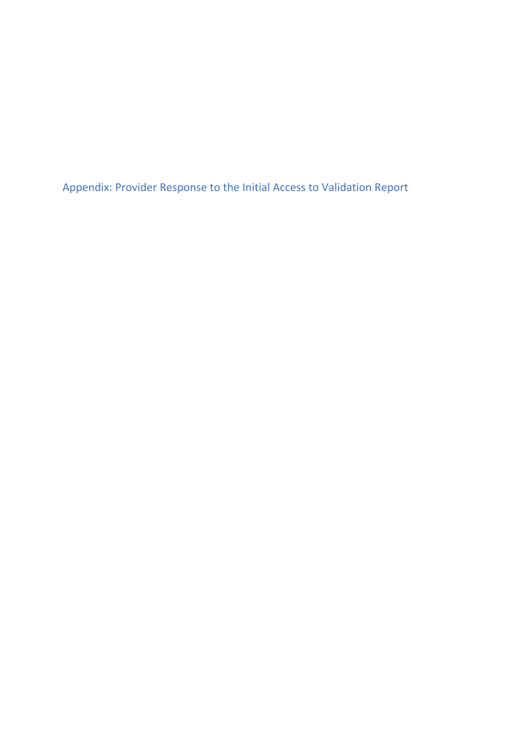# Appendix: Provider Response to the Initial Access to Validation Report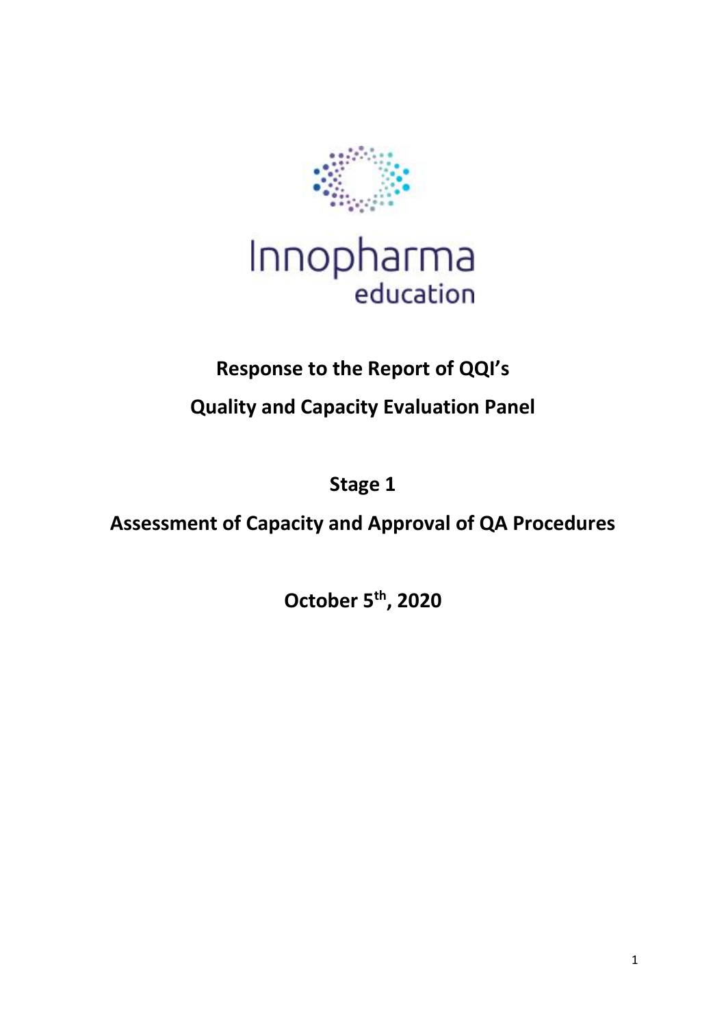Innopharma education

# Response to the Report of QQI's

# Quality and Capacity Evaluation Panel

## Stage 1

## Assessment of Capacity and Approval of QA Procedures

**October 5th, 2020**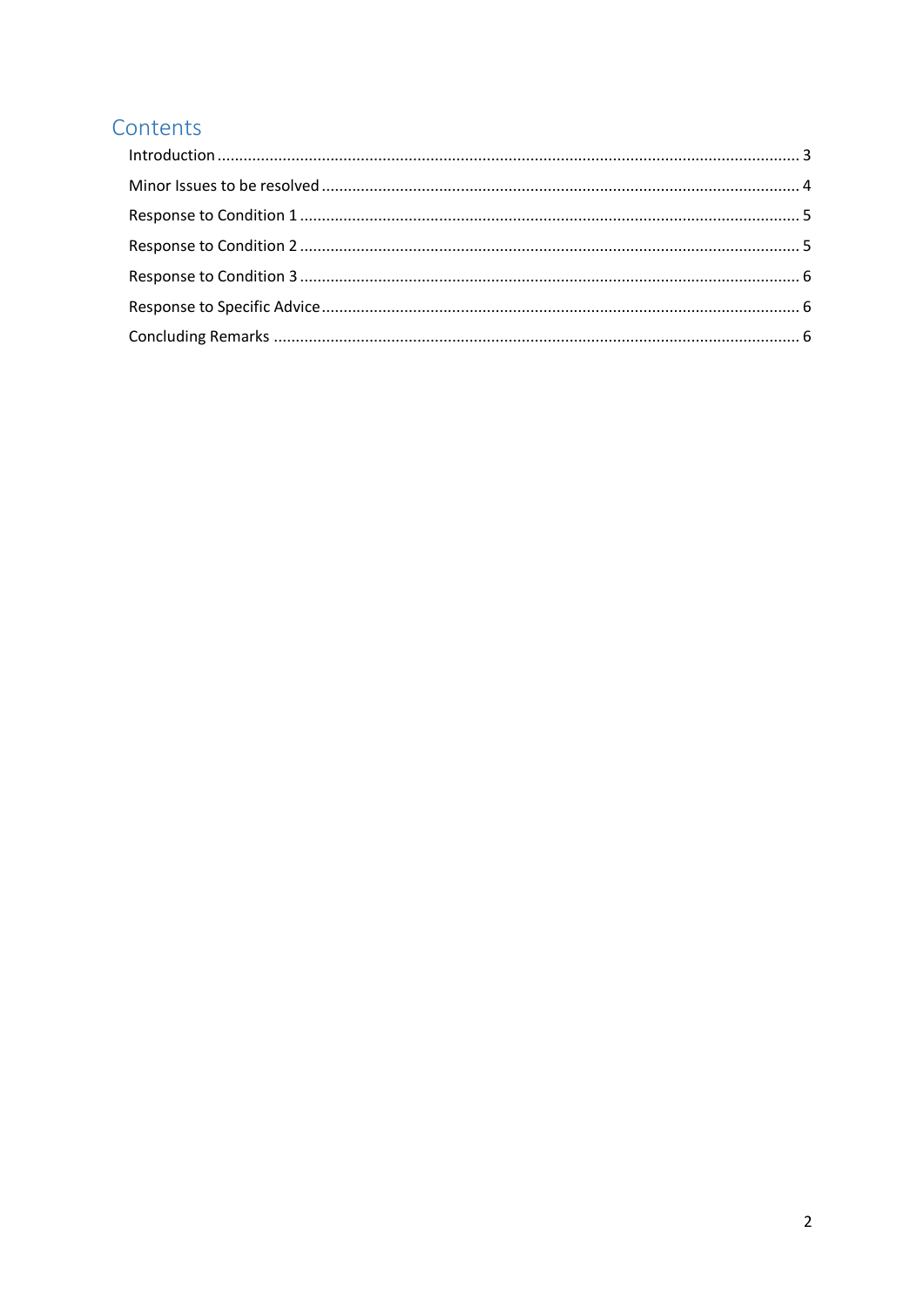## Contents

Introduction ..................................................................................................................................... 3

Minor Issues to be resolved ............................................................................................................ 4

Response to Condition 1 ................................................................................................................. 5

Response to Condition 2 ................................................................................................................. 5

Response to Condition 3 ................................................................................................................. 6

Response to Specific Advice ............................................................................................................ 6

Concluding Remarks ....................................................................................................................... 6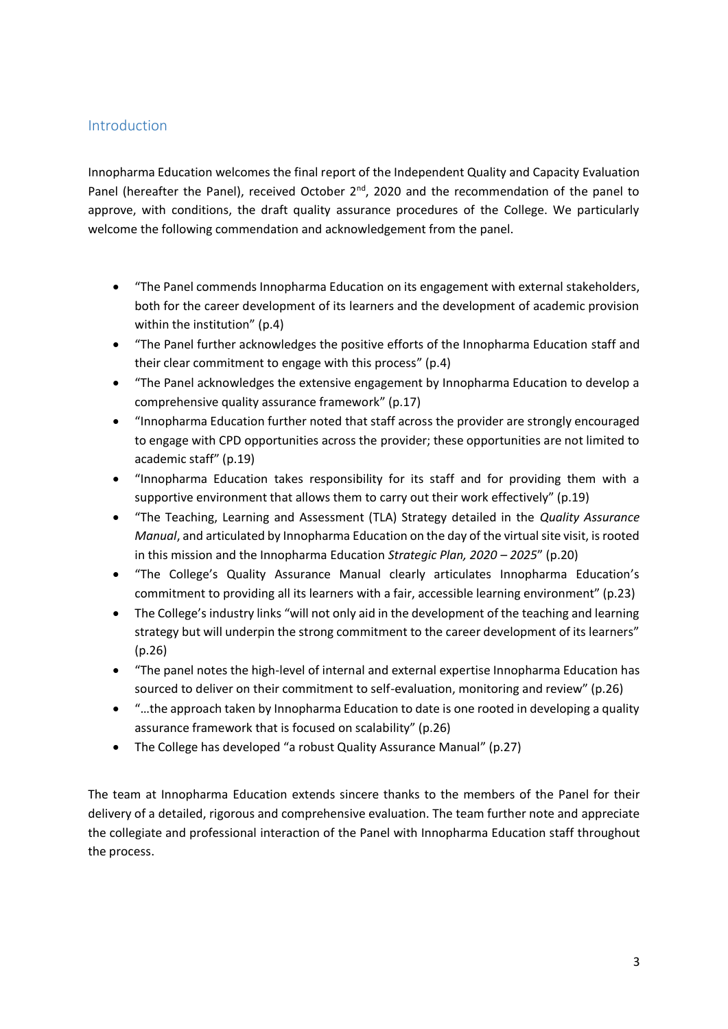## Introduction

Innopharma Education welcomes the final report of the Independent Quality and Capacity Evaluation Panel (hereafter the Panel), received October 2nd, 2020 and the recommendation of the panel to approve, with conditions, the draft quality assurance procedures of the College. We particularly welcome the following commendation and acknowledgement from the panel.

- "The Panel commends Innopharma Education on its engagement with external stakeholders, both for the career development of its learners and the development of academic provision within the institution" (p.4)
- "The Panel further acknowledges the positive efforts of the Innopharma Education staff and their clear commitment to engage with this process" (p.4)
- "The Panel acknowledges the extensive engagement by Innopharma Education to develop a comprehensive quality assurance framework" (p.17)
- "Innopharma Education further noted that staff across the provider are strongly encouraged to engage with CPD opportunities across the provider; these opportunities are not limited to academic staff" (p.19)
- "Innopharma Education takes responsibility for its staff and for providing them with a supportive environment that allows them to carry out their work effectively" (p.19)
- "The Teaching, Learning and Assessment (TLA) Strategy detailed in the *Quality Assurance Manual*, and articulated by Innopharma Education on the day of the virtual site visit, is rooted in this mission and the Innopharma Education *Strategic Plan, 2020 – 2025*" (p.20)
- "The College's Quality Assurance Manual clearly articulates Innopharma Education's commitment to providing all its learners with a fair, accessible learning environment" (p.23)
- The College's industry links "will not only aid in the development of the teaching and learning strategy but will underpin the strong commitment to the career development of its learners" (p.26)
- "The panel notes the high-level of internal and external expertise Innopharma Education has sourced to deliver on their commitment to self-evaluation, monitoring and review" (p.26)
- "…the approach taken by Innopharma Education to date is one rooted in developing a quality assurance framework that is focused on scalability" (p.26)
- The College has developed "a robust Quality Assurance Manual" (p.27)

The team at Innopharma Education extends sincere thanks to the members of the Panel for their delivery of a detailed, rigorous and comprehensive evaluation. The team further note and appreciate the collegiate and professional interaction of the Panel with Innopharma Education staff throughout the process.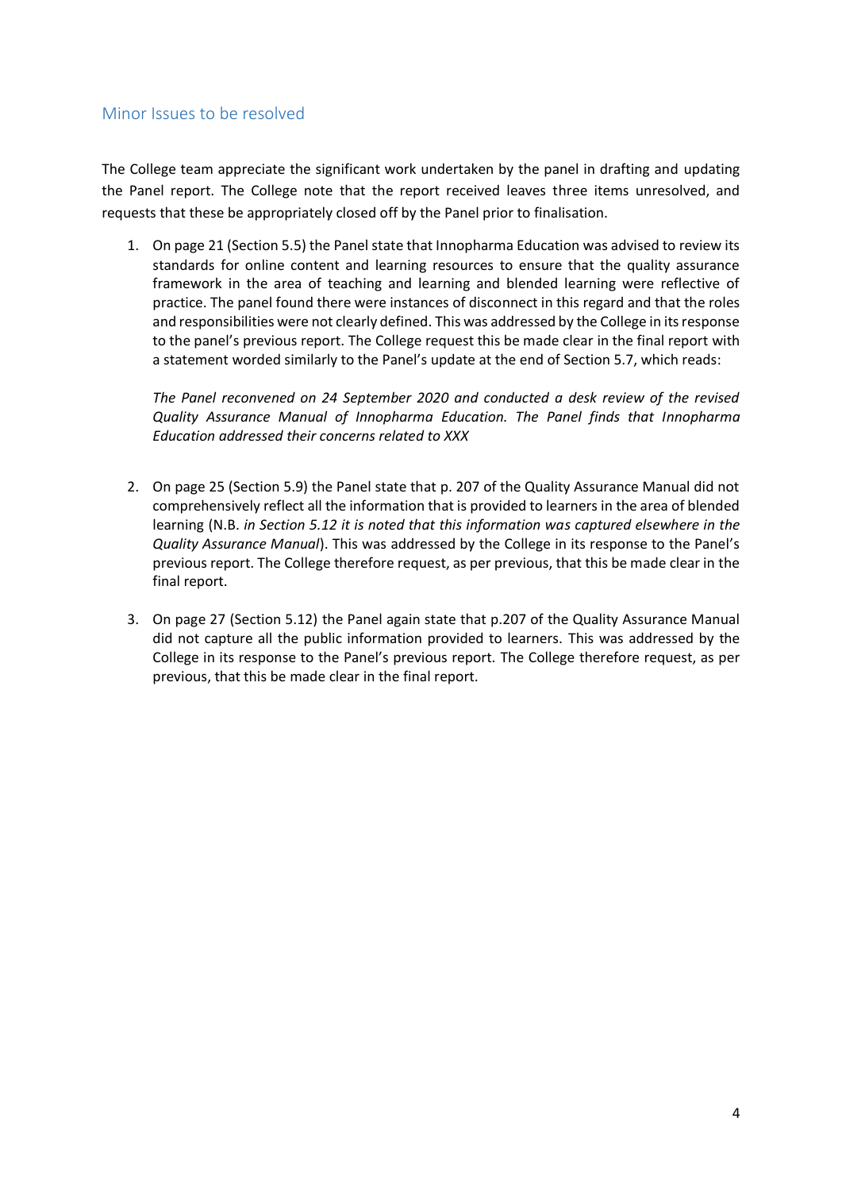## Minor Issues to be resolved

The College team appreciate the significant work undertaken by the panel in drafting and updating the Panel report. The College note that the report received leaves three items unresolved, and requests that these be appropriately closed off by the Panel prior to finalisation.

1. On page 21 (Section 5.5) the Panel state that Innopharma Education was advised to review its standards for online content and learning resources to ensure that the quality assurance framework in the area of teaching and learning and blended learning were reflective of practice. The panel found there were instances of disconnect in this regard and that the roles and responsibilities were not clearly defined. This was addressed by the College in its response to the panel's previous report. The College request this be made clear in the final report with a statement worded similarly to the Panel's update at the end of Section 5.7, which reads:

   *The Panel reconvened on 24 September 2020 and conducted a desk review of the revised Quality Assurance Manual of Innopharma Education. The Panel finds that Innopharma Education addressed their concerns related to XXX*

2. On page 25 (Section 5.9) the Panel state that p. 207 of the Quality Assurance Manual did not comprehensively reflect all the information that is provided to learners in the area of blended learning (N.B. *in Section 5.12 it is noted that this information was captured elsewhere in the Quality Assurance Manual*). This was addressed by the College in its response to the Panel's previous report. The College therefore request, as per previous, that this be made clear in the final report.

3. On page 27 (Section 5.12) the Panel again state that p.207 of the Quality Assurance Manual did not capture all the public information provided to learners. This was addressed by the College in its response to the Panel's previous report. The College therefore request, as per previous, that this be made clear in the final report.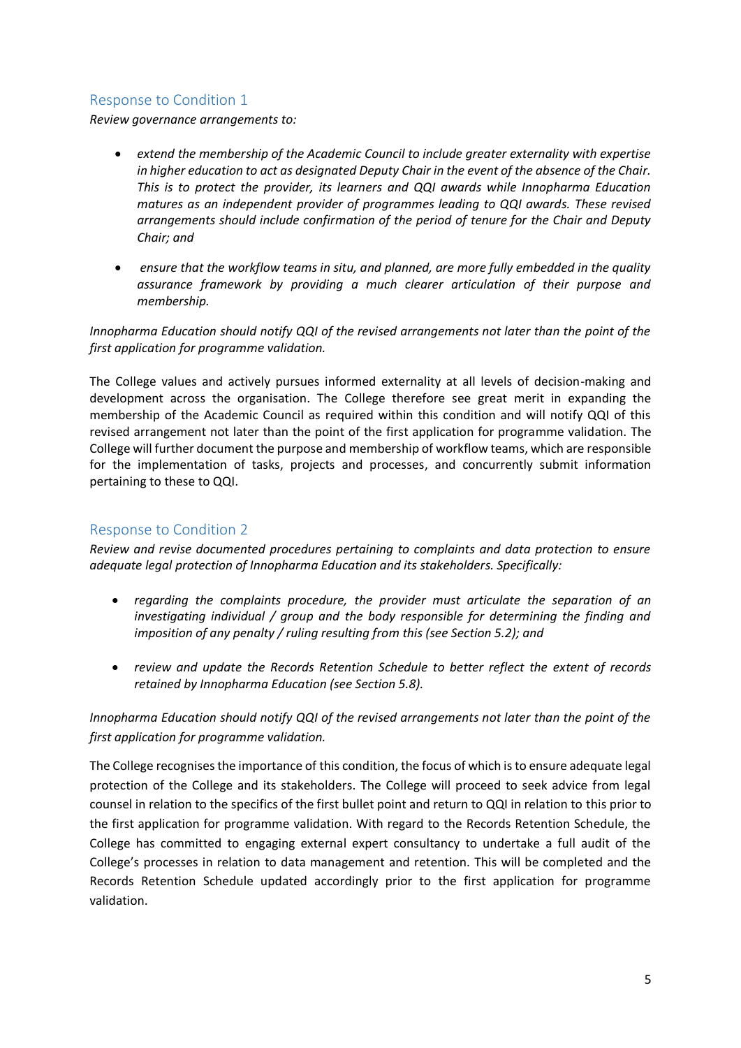## Response to Condition 1

*Review governance arrangements to:*

- *extend the membership of the Academic Council to include greater externality with expertise in higher education to act as designated Deputy Chair in the event of the absence of the Chair. This is to protect the provider, its learners and QQI awards while Innopharma Education matures as an independent provider of programmes leading to QQI awards. These revised arrangements should include confirmation of the period of tenure for the Chair and Deputy Chair; and*

- *ensure that the workflow teams in situ, and planned, are more fully embedded in the quality assurance framework by providing a much clearer articulation of their purpose and membership.*

*Innopharma Education should notify QQI of the revised arrangements not later than the point of the first application for programme validation.*

The College values and actively pursues informed externality at all levels of decision-making and development across the organisation. The College therefore see great merit in expanding the membership of the Academic Council as required within this condition and will notify QQI of this revised arrangement not later than the point of the first application for programme validation. The College will further document the purpose and membership of workflow teams, which are responsible for the implementation of tasks, projects and processes, and concurrently submit information pertaining to these to QQI.

## Response to Condition 2

*Review and revise documented procedures pertaining to complaints and data protection to ensure adequate legal protection of Innopharma Education and its stakeholders. Specifically:*

- *regarding the complaints procedure, the provider must articulate the separation of an investigating individual / group and the body responsible for determining the finding and imposition of any penalty / ruling resulting from this (see Section 5.2); and*

- *review and update the Records Retention Schedule to better reflect the extent of records retained by Innopharma Education (see Section 5.8).*

*Innopharma Education should notify QQI of the revised arrangements not later than the point of the first application for programme validation.*

The College recognises the importance of this condition, the focus of which is to ensure adequate legal protection of the College and its stakeholders. The College will proceed to seek advice from legal counsel in relation to the specifics of the first bullet point and return to QQI in relation to this prior to the first application for programme validation. With regard to the Records Retention Schedule, the College has committed to engaging external expert consultancy to undertake a full audit of the College's processes in relation to data management and retention. This will be completed and the Records Retention Schedule updated accordingly prior to the first application for programme validation.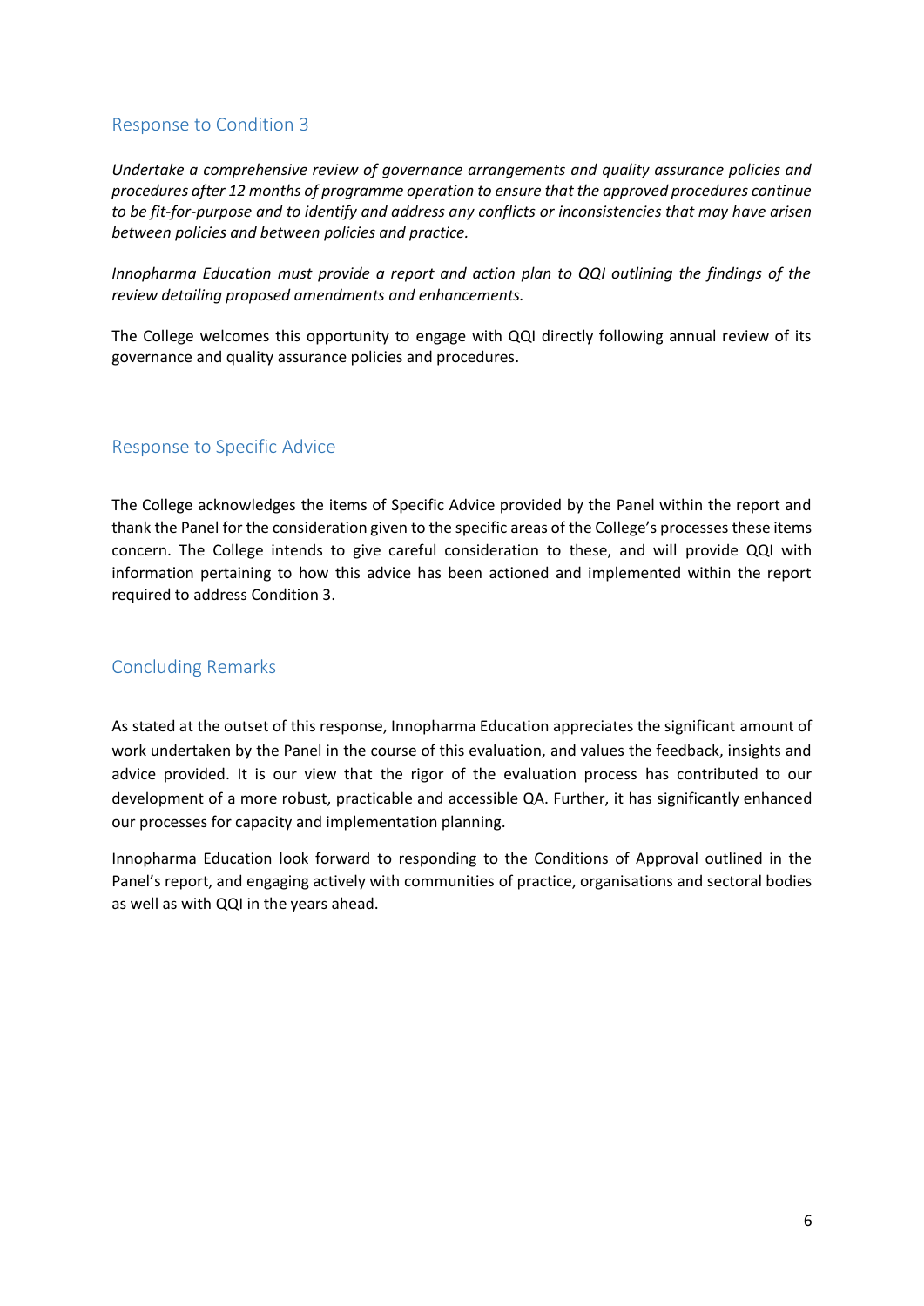## Response to Condition 3

*Undertake a comprehensive review of governance arrangements and quality assurance policies and procedures after 12 months of programme operation to ensure that the approved procedures continue to be fit-for-purpose and to identify and address any conflicts or inconsistencies that may have arisen between policies and between policies and practice.*

*Innopharma Education must provide a report and action plan to QQI outlining the findings of the review detailing proposed amendments and enhancements.*

The College welcomes this opportunity to engage with QQI directly following annual review of its governance and quality assurance policies and procedures.

## Response to Specific Advice

The College acknowledges the items of Specific Advice provided by the Panel within the report and thank the Panel for the consideration given to the specific areas of the College's processes these items concern. The College intends to give careful consideration to these, and will provide QQI with information pertaining to how this advice has been actioned and implemented within the report required to address Condition 3.

## Concluding Remarks

As stated at the outset of this response, Innopharma Education appreciates the significant amount of work undertaken by the Panel in the course of this evaluation, and values the feedback, insights and advice provided. It is our view that the rigor of the evaluation process has contributed to our development of a more robust, practicable and accessible QA. Further, it has significantly enhanced our processes for capacity and implementation planning.

Innopharma Education look forward to responding to the Conditions of Approval outlined in the Panel's report, and engaging actively with communities of practice, organisations and sectoral bodies as well as with QQI in the years ahead.